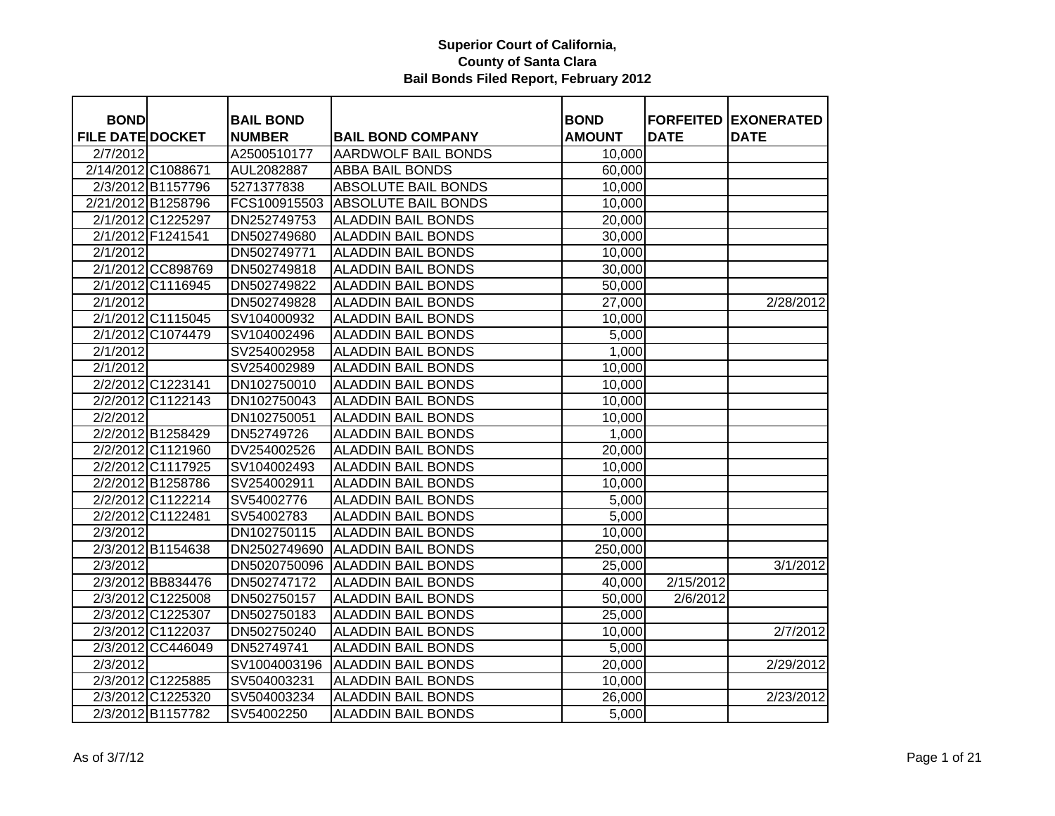# Superior Court of California, County of Santa Clara
## Bail Bonds Filed Report, February 2012

| BOND FILE DATE | DOCKET | BAIL BOND NUMBER | BAIL BOND COMPANY | BOND AMOUNT | FORFEITED DATE | EXONERATED DATE |
|---|---|---|---|---|---|---|
| 2/7/2012 | | A2500510177 | AARDWOLF BAIL BONDS | 10,000 | | |
| 2/14/2012 | C1088671 | AUL2082887 | ABBA BAIL BONDS | 60,000 | | |
| 2/3/2012 | B1157796 | 5271377838 | ABSOLUTE BAIL BONDS | 10,000 | | |
| 2/21/2012 | B1258796 | FCS100915503 | ABSOLUTE BAIL BONDS | 10,000 | | |
| 2/1/2012 | C1225297 | DN252749753 | ALADDIN BAIL BONDS | 20,000 | | |
| 2/1/2012 | F1241541 | DN502749680 | ALADDIN BAIL BONDS | 30,000 | | |
| 2/1/2012 | | DN502749771 | ALADDIN BAIL BONDS | 10,000 | | |
| 2/1/2012 | CC898769 | DN502749818 | ALADDIN BAIL BONDS | 30,000 | | |
| 2/1/2012 | C1116945 | DN502749822 | ALADDIN BAIL BONDS | 50,000 | | |
| 2/1/2012 | | DN502749828 | ALADDIN BAIL BONDS | 27,000 | | 2/28/2012 |
| 2/1/2012 | C1115045 | SV104000932 | ALADDIN BAIL BONDS | 10,000 | | |
| 2/1/2012 | C1074479 | SV104002496 | ALADDIN BAIL BONDS | 5,000 | | |
| 2/1/2012 | | SV254002958 | ALADDIN BAIL BONDS | 1,000 | | |
| 2/1/2012 | | SV254002989 | ALADDIN BAIL BONDS | 10,000 | | |
| 2/2/2012 | C1223141 | DN102750010 | ALADDIN BAIL BONDS | 10,000 | | |
| 2/2/2012 | C1122143 | DN102750043 | ALADDIN BAIL BONDS | 10,000 | | |
| 2/2/2012 | | DN102750051 | ALADDIN BAIL BONDS | 10,000 | | |
| 2/2/2012 | B1258429 | DN52749726 | ALADDIN BAIL BONDS | 1,000 | | |
| 2/2/2012 | C1121960 | DV254002526 | ALADDIN BAIL BONDS | 20,000 | | |
| 2/2/2012 | C1117925 | SV104002493 | ALADDIN BAIL BONDS | 10,000 | | |
| 2/2/2012 | B1258786 | SV254002911 | ALADDIN BAIL BONDS | 10,000 | | |
| 2/2/2012 | C1122214 | SV54002776 | ALADDIN BAIL BONDS | 5,000 | | |
| 2/2/2012 | C1122481 | SV54002783 | ALADDIN BAIL BONDS | 5,000 | | |
| 2/3/2012 | | DN102750115 | ALADDIN BAIL BONDS | 10,000 | | |
| 2/3/2012 | B1154638 | DN2502749690 | ALADDIN BAIL BONDS | 250,000 | | |
| 2/3/2012 | | DN5020750096 | ALADDIN BAIL BONDS | 25,000 | | 3/1/2012 |
| 2/3/2012 | BB834476 | DN502747172 | ALADDIN BAIL BONDS | 40,000 | 2/15/2012 | |
| 2/3/2012 | C1225008 | DN502750157 | ALADDIN BAIL BONDS | 50,000 | 2/6/2012 | |
| 2/3/2012 | C1225307 | DN502750183 | ALADDIN BAIL BONDS | 25,000 | | |
| 2/3/2012 | C1122037 | DN502750240 | ALADDIN BAIL BONDS | 10,000 | | 2/7/2012 |
| 2/3/2012 | CC446049 | DN52749741 | ALADDIN BAIL BONDS | 5,000 | | |
| 2/3/2012 | | SV1004003196 | ALADDIN BAIL BONDS | 20,000 | | 2/29/2012 |
| 2/3/2012 | C1225885 | SV504003231 | ALADDIN BAIL BONDS | 10,000 | | |
| 2/3/2012 | C1225320 | SV504003234 | ALADDIN BAIL BONDS | 26,000 | | 2/23/2012 |
| 2/3/2012 | B1157782 | SV54002250 | ALADDIN BAIL BONDS | 5,000 | | |

As of 3/7/12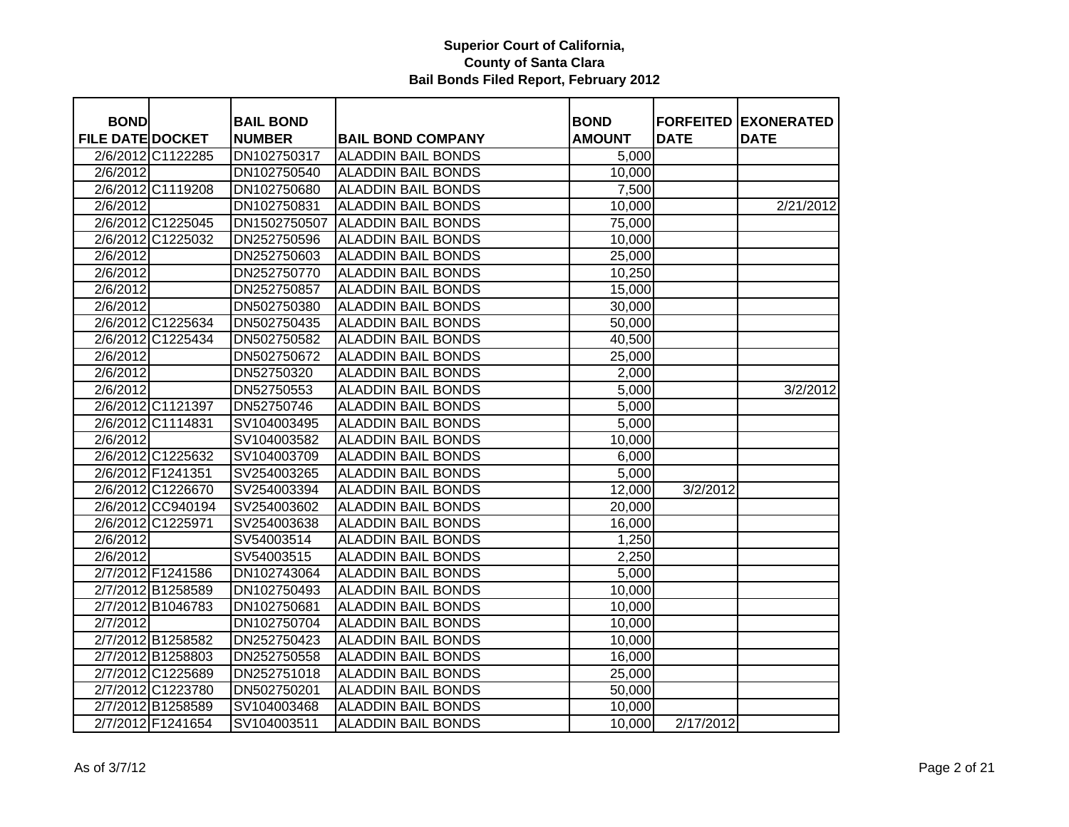**Superior Court of California, County of Santa Clara Bail Bonds Filed Report, February 2012**

| BOND FILE DATE | DOCKET | BAIL BOND NUMBER | BAIL BOND COMPANY | BOND AMOUNT | FORFEITED DATE | EXONERATED DATE |
|---|---|---|---|---|---|---|
| 2/6/2012 | C1122285 | DN102750317 | ALADDIN BAIL BONDS | 5,000 | | |
| 2/6/2012 | | DN102750540 | ALADDIN BAIL BONDS | 10,000 | | |
| 2/6/2012 | C1119208 | DN102750680 | ALADDIN BAIL BONDS | 7,500 | | |
| 2/6/2012 | | DN102750831 | ALADDIN BAIL BONDS | 10,000 | | 2/21/2012 |
| 2/6/2012 | C1225045 | DN1502750507 | ALADDIN BAIL BONDS | 75,000 | | |
| 2/6/2012 | C1225032 | DN252750596 | ALADDIN BAIL BONDS | 10,000 | | |
| 2/6/2012 | | DN252750603 | ALADDIN BAIL BONDS | 25,000 | | |
| 2/6/2012 | | DN252750770 | ALADDIN BAIL BONDS | 10,250 | | |
| 2/6/2012 | | DN252750857 | ALADDIN BAIL BONDS | 15,000 | | |
| 2/6/2012 | | DN502750380 | ALADDIN BAIL BONDS | 30,000 | | |
| 2/6/2012 | C1225634 | DN502750435 | ALADDIN BAIL BONDS | 50,000 | | |
| 2/6/2012 | C1225434 | DN502750582 | ALADDIN BAIL BONDS | 40,500 | | |
| 2/6/2012 | | DN502750672 | ALADDIN BAIL BONDS | 25,000 | | |
| 2/6/2012 | | DN52750320 | ALADDIN BAIL BONDS | 2,000 | | |
| 2/6/2012 | | DN52750553 | ALADDIN BAIL BONDS | 5,000 | | 3/2/2012 |
| 2/6/2012 | C1121397 | DN52750746 | ALADDIN BAIL BONDS | 5,000 | | |
| 2/6/2012 | C1114831 | SV104003495 | ALADDIN BAIL BONDS | 5,000 | | |
| 2/6/2012 | | SV104003582 | ALADDIN BAIL BONDS | 10,000 | | |
| 2/6/2012 | C1225632 | SV104003709 | ALADDIN BAIL BONDS | 6,000 | | |
| 2/6/2012 | F1241351 | SV254003265 | ALADDIN BAIL BONDS | 5,000 | | |
| 2/6/2012 | C1226670 | SV254003394 | ALADDIN BAIL BONDS | 12,000 | 3/2/2012 | |
| 2/6/2012 | CC940194 | SV254003602 | ALADDIN BAIL BONDS | 20,000 | | |
| 2/6/2012 | C1225971 | SV254003638 | ALADDIN BAIL BONDS | 16,000 | | |
| 2/6/2012 | | SV54003514 | ALADDIN BAIL BONDS | 1,250 | | |
| 2/6/2012 | | SV54003515 | ALADDIN BAIL BONDS | 2,250 | | |
| 2/7/2012 | F1241586 | DN102743064 | ALADDIN BAIL BONDS | 5,000 | | |
| 2/7/2012 | B1258589 | DN102750493 | ALADDIN BAIL BONDS | 10,000 | | |
| 2/7/2012 | B1046783 | DN102750681 | ALADDIN BAIL BONDS | 10,000 | | |
| 2/7/2012 | | DN102750704 | ALADDIN BAIL BONDS | 10,000 | | |
| 2/7/2012 | B1258582 | DN252750423 | ALADDIN BAIL BONDS | 10,000 | | |
| 2/7/2012 | B1258803 | DN252750558 | ALADDIN BAIL BONDS | 16,000 | | |
| 2/7/2012 | C1225689 | DN252751018 | ALADDIN BAIL BONDS | 25,000 | | |
| 2/7/2012 | C1223780 | DN502750201 | ALADDIN BAIL BONDS | 50,000 | | |
| 2/7/2012 | B1258589 | SV104003468 | ALADDIN BAIL BONDS | 10,000 | | |
| 2/7/2012 | F1241654 | SV104003511 | ALADDIN BAIL BONDS | 10,000 | 2/17/2012 | |

As of 3/7/12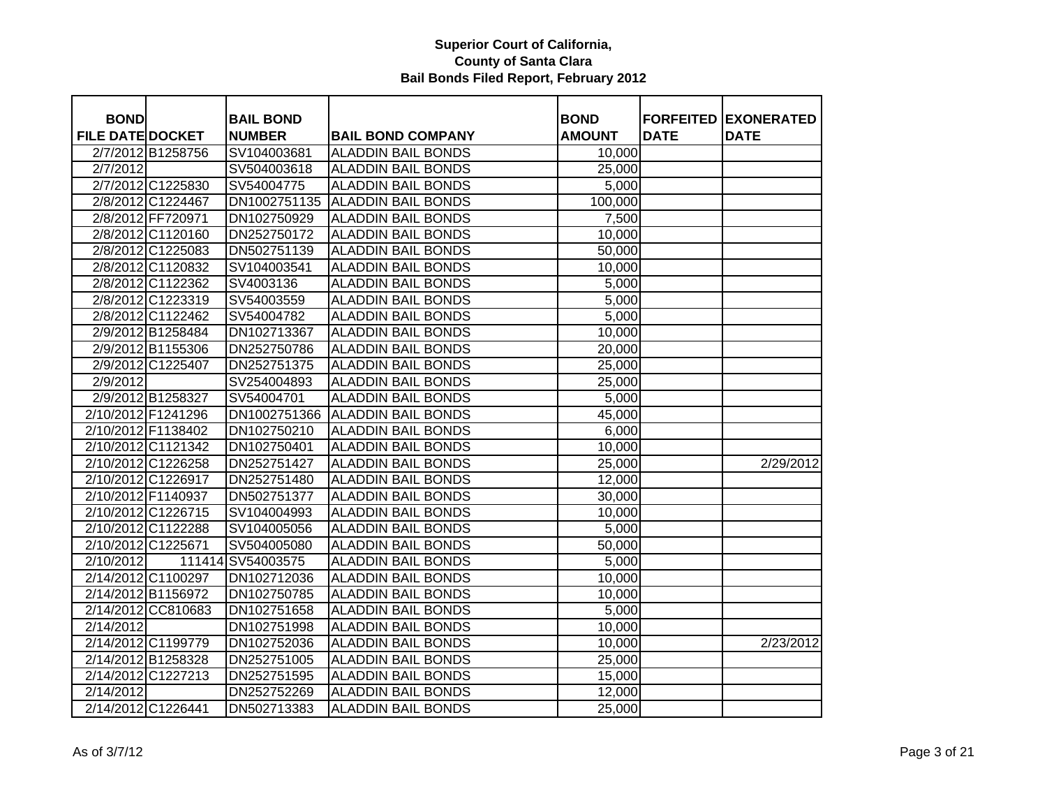**Superior Court of California,**
**County of Santa Clara**
**Bail Bonds Filed Report, February 2012**

| BOND FILE DATE | DOCKET | BAIL BOND NUMBER | BAIL BOND COMPANY | BOND AMOUNT | FORFEITED DATE | EXONERATED DATE |
|---|---|---|---|---|---|---|
| 2/7/2012 | B1258756 | SV104003681 | ALADDIN BAIL BONDS | 10,000 | | |
| 2/7/2012 | | SV504003618 | ALADDIN BAIL BONDS | 25,000 | | |
| 2/7/2012 | C1225830 | SV54004775 | ALADDIN BAIL BONDS | 5,000 | | |
| 2/8/2012 | C1224467 | DN1002751135 | ALADDIN BAIL BONDS | 100,000 | | |
| 2/8/2012 | FF720971 | DN102750929 | ALADDIN BAIL BONDS | 7,500 | | |
| 2/8/2012 | C1120160 | DN252750172 | ALADDIN BAIL BONDS | 10,000 | | |
| 2/8/2012 | C1225083 | DN502751139 | ALADDIN BAIL BONDS | 50,000 | | |
| 2/8/2012 | C1120832 | SV104003541 | ALADDIN BAIL BONDS | 10,000 | | |
| 2/8/2012 | C1122362 | SV4003136 | ALADDIN BAIL BONDS | 5,000 | | |
| 2/8/2012 | C1223319 | SV54003559 | ALADDIN BAIL BONDS | 5,000 | | |
| 2/8/2012 | C1122462 | SV54004782 | ALADDIN BAIL BONDS | 5,000 | | |
| 2/9/2012 | B1258484 | DN102713367 | ALADDIN BAIL BONDS | 10,000 | | |
| 2/9/2012 | B1155306 | DN252750786 | ALADDIN BAIL BONDS | 20,000 | | |
| 2/9/2012 | C1225407 | DN252751375 | ALADDIN BAIL BONDS | 25,000 | | |
| 2/9/2012 | | SV254004893 | ALADDIN BAIL BONDS | 25,000 | | |
| 2/9/2012 | B1258327 | SV54004701 | ALADDIN BAIL BONDS | 5,000 | | |
| 2/10/2012 | F1241296 | DN1002751366 | ALADDIN BAIL BONDS | 45,000 | | |
| 2/10/2012 | F1138402 | DN102750210 | ALADDIN BAIL BONDS | 6,000 | | |
| 2/10/2012 | C1121342 | DN102750401 | ALADDIN BAIL BONDS | 10,000 | | |
| 2/10/2012 | C1226258 | DN252751427 | ALADDIN BAIL BONDS | 25,000 | | 2/29/2012 |
| 2/10/2012 | C1226917 | DN252751480 | ALADDIN BAIL BONDS | 12,000 | | |
| 2/10/2012 | F1140937 | DN502751377 | ALADDIN BAIL BONDS | 30,000 | | |
| 2/10/2012 | C1226715 | SV104004993 | ALADDIN BAIL BONDS | 10,000 | | |
| 2/10/2012 | C1122288 | SV104005056 | ALADDIN BAIL BONDS | 5,000 | | |
| 2/10/2012 | C1225671 | SV504005080 | ALADDIN BAIL BONDS | 50,000 | | |
| 2/10/2012 | 111414 | SV54003575 | ALADDIN BAIL BONDS | 5,000 | | |
| 2/14/2012 | C1100297 | DN102712036 | ALADDIN BAIL BONDS | 10,000 | | |
| 2/14/2012 | B1156972 | DN102750785 | ALADDIN BAIL BONDS | 10,000 | | |
| 2/14/2012 | CC810683 | DN102751658 | ALADDIN BAIL BONDS | 5,000 | | |
| 2/14/2012 | | DN102751998 | ALADDIN BAIL BONDS | 10,000 | | |
| 2/14/2012 | C1199779 | DN102752036 | ALADDIN BAIL BONDS | 10,000 | | 2/23/2012 |
| 2/14/2012 | B1258328 | DN252751005 | ALADDIN BAIL BONDS | 25,000 | | |
| 2/14/2012 | C1227213 | DN252751595 | ALADDIN BAIL BONDS | 15,000 | | |
| 2/14/2012 | | DN252752269 | ALADDIN BAIL BONDS | 12,000 | | |
| 2/14/2012 | C1226441 | DN502713383 | ALADDIN BAIL BONDS | 25,000 | | |

As of 3/7/12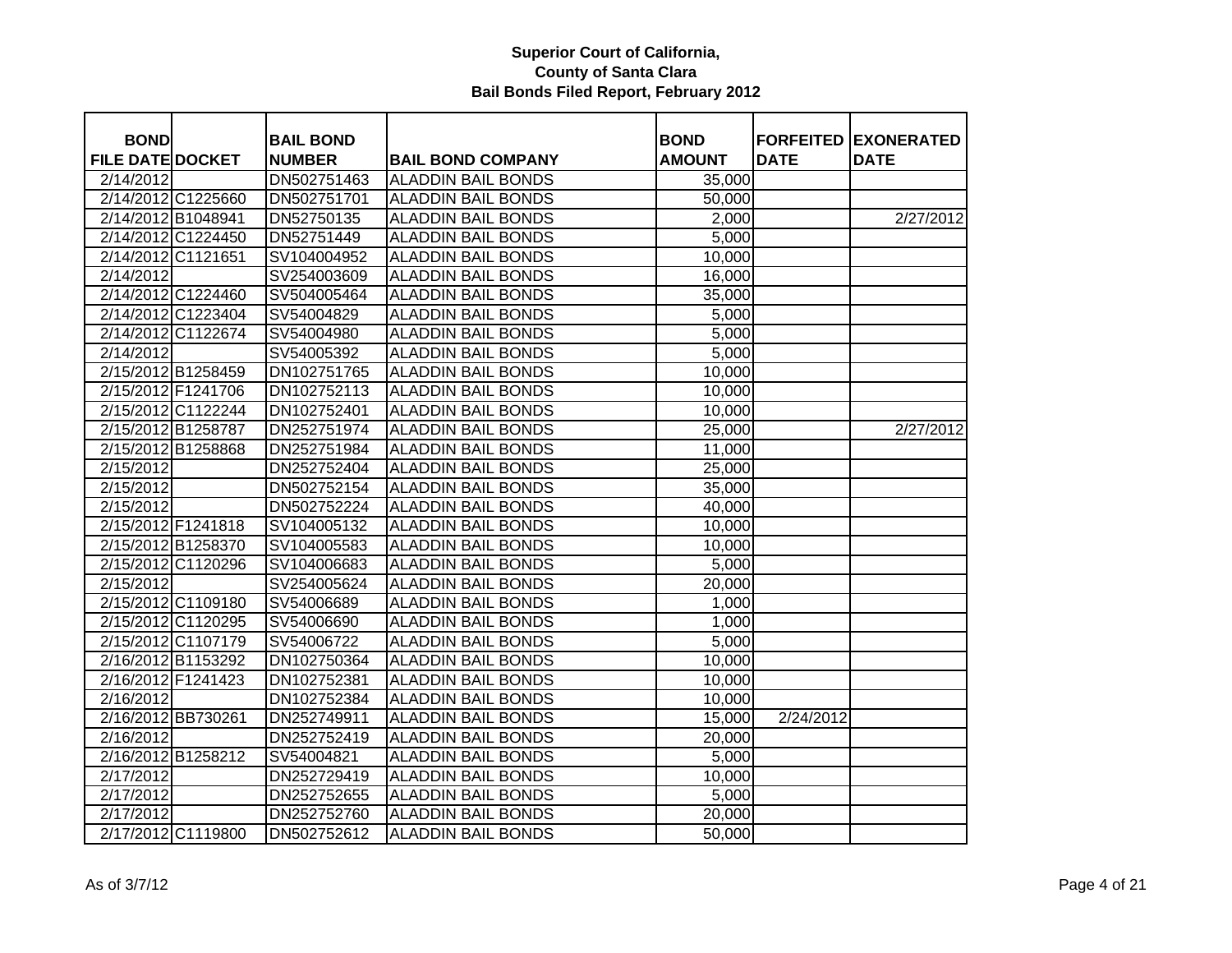**Superior Court of California, County of Santa Clara Bail Bonds Filed Report, February 2012**

| BOND FILE DATE | DOCKET | BAIL BOND NUMBER | BAIL BOND COMPANY | BOND AMOUNT | FORFEITED DATE | EXONERATED DATE |
|---|---|---|---|---|---|---|
| 2/14/2012 | | DN502751463 | ALADDIN BAIL BONDS | 35,000 | | |
| 2/14/2012 | C1225660 | DN502751701 | ALADDIN BAIL BONDS | 50,000 | | |
| 2/14/2012 | B1048941 | DN52750135 | ALADDIN BAIL BONDS | 2,000 | | 2/27/2012 |
| 2/14/2012 | C1224450 | DN52751449 | ALADDIN BAIL BONDS | 5,000 | | |
| 2/14/2012 | C1121651 | SV104004952 | ALADDIN BAIL BONDS | 10,000 | | |
| 2/14/2012 | | SV254003609 | ALADDIN BAIL BONDS | 16,000 | | |
| 2/14/2012 | C1224460 | SV504005464 | ALADDIN BAIL BONDS | 35,000 | | |
| 2/14/2012 | C1223404 | SV54004829 | ALADDIN BAIL BONDS | 5,000 | | |
| 2/14/2012 | C1122674 | SV54004980 | ALADDIN BAIL BONDS | 5,000 | | |
| 2/14/2012 | | SV54005392 | ALADDIN BAIL BONDS | 5,000 | | |
| 2/15/2012 | B1258459 | DN102751765 | ALADDIN BAIL BONDS | 10,000 | | |
| 2/15/2012 | F1241706 | DN102752113 | ALADDIN BAIL BONDS | 10,000 | | |
| 2/15/2012 | C1122244 | DN102752401 | ALADDIN BAIL BONDS | 10,000 | | |
| 2/15/2012 | B1258787 | DN252751974 | ALADDIN BAIL BONDS | 25,000 | | 2/27/2012 |
| 2/15/2012 | B1258868 | DN252751984 | ALADDIN BAIL BONDS | 11,000 | | |
| 2/15/2012 | | DN252752404 | ALADDIN BAIL BONDS | 25,000 | | |
| 2/15/2012 | | DN502752154 | ALADDIN BAIL BONDS | 35,000 | | |
| 2/15/2012 | | DN502752224 | ALADDIN BAIL BONDS | 40,000 | | |
| 2/15/2012 | F1241818 | SV104005132 | ALADDIN BAIL BONDS | 10,000 | | |
| 2/15/2012 | B1258370 | SV104005583 | ALADDIN BAIL BONDS | 10,000 | | |
| 2/15/2012 | C1120296 | SV104006683 | ALADDIN BAIL BONDS | 5,000 | | |
| 2/15/2012 | | SV254005624 | ALADDIN BAIL BONDS | 20,000 | | |
| 2/15/2012 | C1109180 | SV54006689 | ALADDIN BAIL BONDS | 1,000 | | |
| 2/15/2012 | C1120295 | SV54006690 | ALADDIN BAIL BONDS | 1,000 | | |
| 2/15/2012 | C1107179 | SV54006722 | ALADDIN BAIL BONDS | 5,000 | | |
| 2/16/2012 | B1153292 | DN102750364 | ALADDIN BAIL BONDS | 10,000 | | |
| 2/16/2012 | F1241423 | DN102752381 | ALADDIN BAIL BONDS | 10,000 | | |
| 2/16/2012 | | DN102752384 | ALADDIN BAIL BONDS | 10,000 | | |
| 2/16/2012 | BB730261 | DN252749911 | ALADDIN BAIL BONDS | 15,000 | 2/24/2012 | |
| 2/16/2012 | | DN252752419 | ALADDIN BAIL BONDS | 20,000 | | |
| 2/16/2012 | B1258212 | SV54004821 | ALADDIN BAIL BONDS | 5,000 | | |
| 2/17/2012 | | DN252729419 | ALADDIN BAIL BONDS | 10,000 | | |
| 2/17/2012 | | DN252752655 | ALADDIN BAIL BONDS | 5,000 | | |
| 2/17/2012 | | DN252752760 | ALADDIN BAIL BONDS | 20,000 | | |
| 2/17/2012 | C1119800 | DN502752612 | ALADDIN BAIL BONDS | 50,000 | | |

As of 3/7/12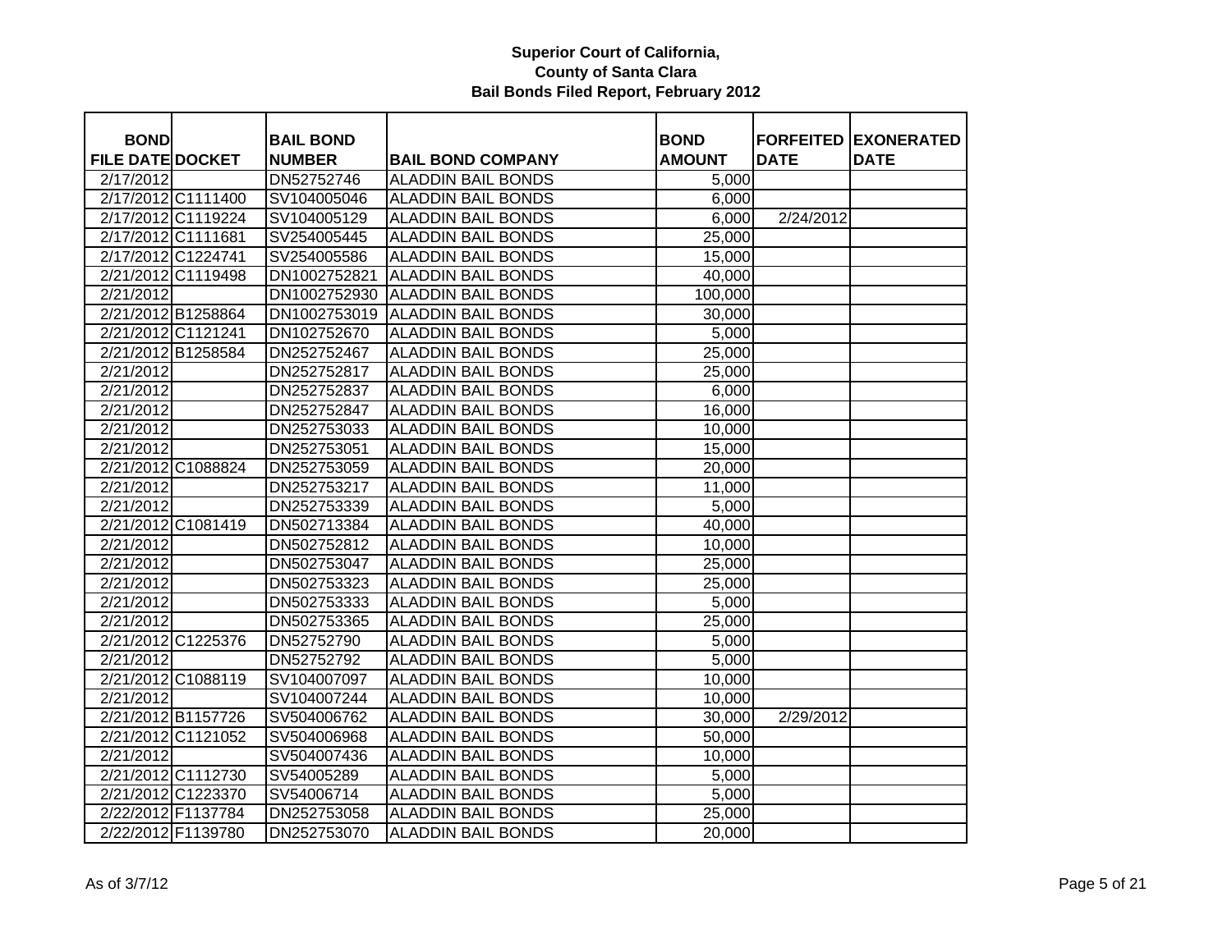# Superior Court of California, County of Santa Clara
## Bail Bonds Filed Report, February 2012

| BOND FILE DATE | DOCKET | BAIL BOND NUMBER | BAIL BOND COMPANY | BOND AMOUNT | FORFEITED DATE | EXONERATED DATE |
|---|---|---|---|---|---|---|
| 2/17/2012 | | DN52752746 | ALADDIN BAIL BONDS | 5,000 | | |
| 2/17/2012 | C1111400 | SV104005046 | ALADDIN BAIL BONDS | 6,000 | | |
| 2/17/2012 | C1119224 | SV104005129 | ALADDIN BAIL BONDS | 6,000 | 2/24/2012 | |
| 2/17/2012 | C1111681 | SV254005445 | ALADDIN BAIL BONDS | 25,000 | | |
| 2/17/2012 | C1224741 | SV254005586 | ALADDIN BAIL BONDS | 15,000 | | |
| 2/21/2012 | C1119498 | DN1002752821 | ALADDIN BAIL BONDS | 40,000 | | |
| 2/21/2012 | | DN1002752930 | ALADDIN BAIL BONDS | 100,000 | | |
| 2/21/2012 | B1258864 | DN1002753019 | ALADDIN BAIL BONDS | 30,000 | | |
| 2/21/2012 | C1121241 | DN102752670 | ALADDIN BAIL BONDS | 5,000 | | |
| 2/21/2012 | B1258584 | DN252752467 | ALADDIN BAIL BONDS | 25,000 | | |
| 2/21/2012 | | DN252752817 | ALADDIN BAIL BONDS | 25,000 | | |
| 2/21/2012 | | DN252752837 | ALADDIN BAIL BONDS | 6,000 | | |
| 2/21/2012 | | DN252752847 | ALADDIN BAIL BONDS | 16,000 | | |
| 2/21/2012 | | DN252753033 | ALADDIN BAIL BONDS | 10,000 | | |
| 2/21/2012 | | DN252753051 | ALADDIN BAIL BONDS | 15,000 | | |
| 2/21/2012 | C1088824 | DN252753059 | ALADDIN BAIL BONDS | 20,000 | | |
| 2/21/2012 | | DN252753217 | ALADDIN BAIL BONDS | 11,000 | | |
| 2/21/2012 | | DN252753339 | ALADDIN BAIL BONDS | 5,000 | | |
| 2/21/2012 | C1081419 | DN502713384 | ALADDIN BAIL BONDS | 40,000 | | |
| 2/21/2012 | | DN502752812 | ALADDIN BAIL BONDS | 10,000 | | |
| 2/21/2012 | | DN502753047 | ALADDIN BAIL BONDS | 25,000 | | |
| 2/21/2012 | | DN502753323 | ALADDIN BAIL BONDS | 25,000 | | |
| 2/21/2012 | | DN502753333 | ALADDIN BAIL BONDS | 5,000 | | |
| 2/21/2012 | | DN502753365 | ALADDIN BAIL BONDS | 25,000 | | |
| 2/21/2012 | C1225376 | DN52752790 | ALADDIN BAIL BONDS | 5,000 | | |
| 2/21/2012 | | DN52752792 | ALADDIN BAIL BONDS | 5,000 | | |
| 2/21/2012 | C1088119 | SV104007097 | ALADDIN BAIL BONDS | 10,000 | | |
| 2/21/2012 | | SV104007244 | ALADDIN BAIL BONDS | 10,000 | | |
| 2/21/2012 | B1157726 | SV504006762 | ALADDIN BAIL BONDS | 30,000 | 2/29/2012 | |
| 2/21/2012 | C1121052 | SV504006968 | ALADDIN BAIL BONDS | 50,000 | | |
| 2/21/2012 | | SV504007436 | ALADDIN BAIL BONDS | 10,000 | | |
| 2/21/2012 | C1112730 | SV54005289 | ALADDIN BAIL BONDS | 5,000 | | |
| 2/21/2012 | C1223370 | SV54006714 | ALADDIN BAIL BONDS | 5,000 | | |
| 2/22/2012 | F1137784 | DN252753058 | ALADDIN BAIL BONDS | 25,000 | | |
| 2/22/2012 | F1139780 | DN252753070 | ALADDIN BAIL BONDS | 20,000 | | |

As of 3/7/12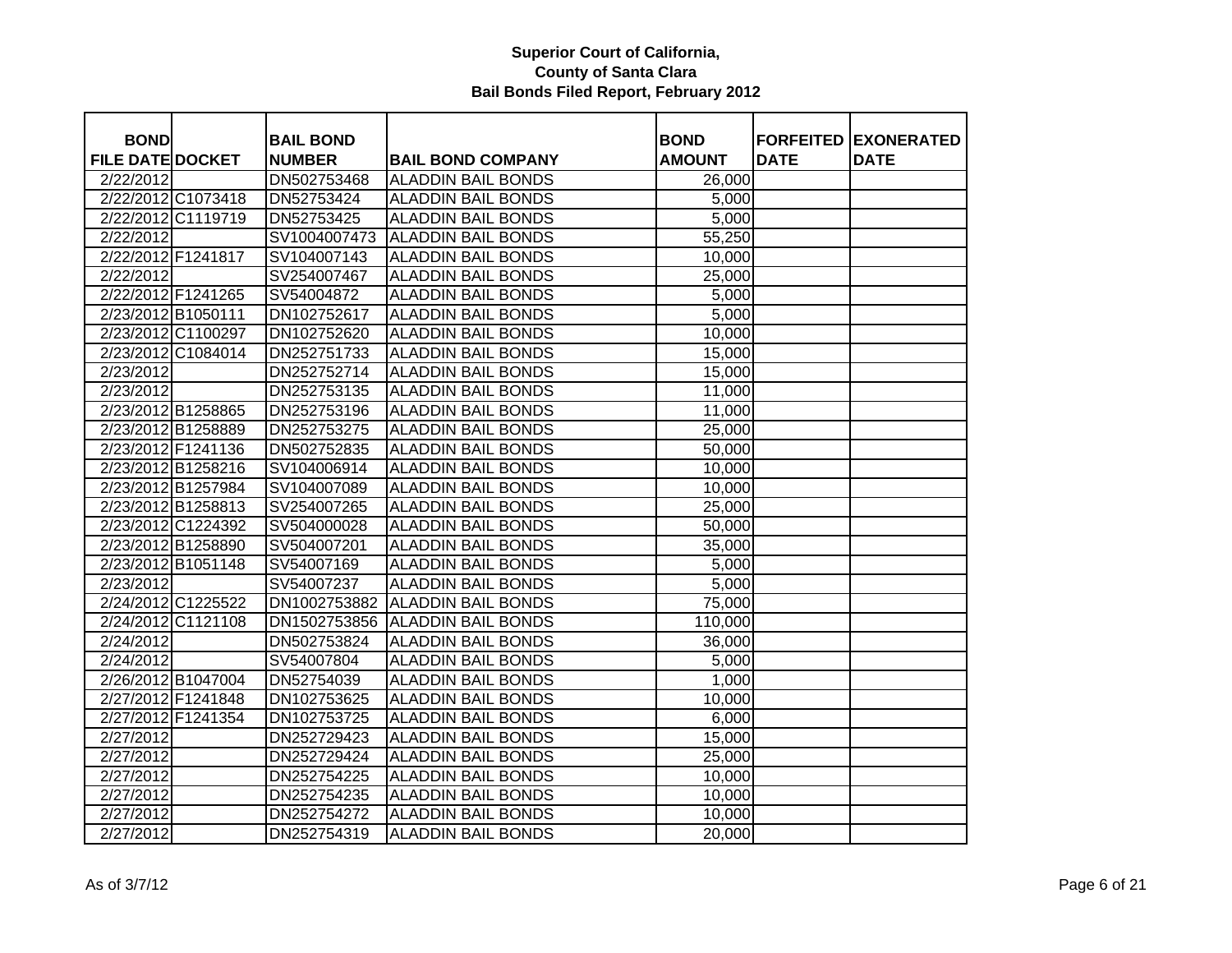**Superior Court of California,**
**County of Santa Clara**
**Bail Bonds Filed Report, February 2012**

| BOND FILE DATE | DOCKET | BAIL BOND NUMBER | BAIL BOND COMPANY | BOND AMOUNT | FORFEITED DATE | EXONERATED DATE |
|---|---|---|---|---|---|---|
| 2/22/2012 | | DN502753468 | ALADDIN BAIL BONDS | 26,000 | | |
| 2/22/2012 | C1073418 | DN52753424 | ALADDIN BAIL BONDS | 5,000 | | |
| 2/22/2012 | C1119719 | DN52753425 | ALADDIN BAIL BONDS | 5,000 | | |
| 2/22/2012 | | SV1004007473 | ALADDIN BAIL BONDS | 55,250 | | |
| 2/22/2012 | F1241817 | SV104007143 | ALADDIN BAIL BONDS | 10,000 | | |
| 2/22/2012 | | SV254007467 | ALADDIN BAIL BONDS | 25,000 | | |
| 2/22/2012 | F1241265 | SV54004872 | ALADDIN BAIL BONDS | 5,000 | | |
| 2/23/2012 | B1050111 | DN102752617 | ALADDIN BAIL BONDS | 5,000 | | |
| 2/23/2012 | C1100297 | DN102752620 | ALADDIN BAIL BONDS | 10,000 | | |
| 2/23/2012 | C1084014 | DN252751733 | ALADDIN BAIL BONDS | 15,000 | | |
| 2/23/2012 | | DN252752714 | ALADDIN BAIL BONDS | 15,000 | | |
| 2/23/2012 | | DN252753135 | ALADDIN BAIL BONDS | 11,000 | | |
| 2/23/2012 | B1258865 | DN252753196 | ALADDIN BAIL BONDS | 11,000 | | |
| 2/23/2012 | B1258889 | DN252753275 | ALADDIN BAIL BONDS | 25,000 | | |
| 2/23/2012 | F1241136 | DN502752835 | ALADDIN BAIL BONDS | 50,000 | | |
| 2/23/2012 | B1258216 | SV104006914 | ALADDIN BAIL BONDS | 10,000 | | |
| 2/23/2012 | B1257984 | SV104007089 | ALADDIN BAIL BONDS | 10,000 | | |
| 2/23/2012 | B1258813 | SV254007265 | ALADDIN BAIL BONDS | 25,000 | | |
| 2/23/2012 | C1224392 | SV504000028 | ALADDIN BAIL BONDS | 50,000 | | |
| 2/23/2012 | B1258890 | SV504007201 | ALADDIN BAIL BONDS | 35,000 | | |
| 2/23/2012 | B1051148 | SV54007169 | ALADDIN BAIL BONDS | 5,000 | | |
| 2/23/2012 | | SV54007237 | ALADDIN BAIL BONDS | 5,000 | | |
| 2/24/2012 | C1225522 | DN1002753882 | ALADDIN BAIL BONDS | 75,000 | | |
| 2/24/2012 | C1121108 | DN1502753856 | ALADDIN BAIL BONDS | 110,000 | | |
| 2/24/2012 | | DN502753824 | ALADDIN BAIL BONDS | 36,000 | | |
| 2/24/2012 | | SV54007804 | ALADDIN BAIL BONDS | 5,000 | | |
| 2/26/2012 | B1047004 | DN52754039 | ALADDIN BAIL BONDS | 1,000 | | |
| 2/27/2012 | F1241848 | DN102753625 | ALADDIN BAIL BONDS | 10,000 | | |
| 2/27/2012 | F1241354 | DN102753725 | ALADDIN BAIL BONDS | 6,000 | | |
| 2/27/2012 | | DN252729423 | ALADDIN BAIL BONDS | 15,000 | | |
| 2/27/2012 | | DN252729424 | ALADDIN BAIL BONDS | 25,000 | | |
| 2/27/2012 | | DN252754225 | ALADDIN BAIL BONDS | 10,000 | | |
| 2/27/2012 | | DN252754235 | ALADDIN BAIL BONDS | 10,000 | | |
| 2/27/2012 | | DN252754272 | ALADDIN BAIL BONDS | 10,000 | | |
| 2/27/2012 | | DN252754319 | ALADDIN BAIL BONDS | 20,000 | | |

As of 3/7/12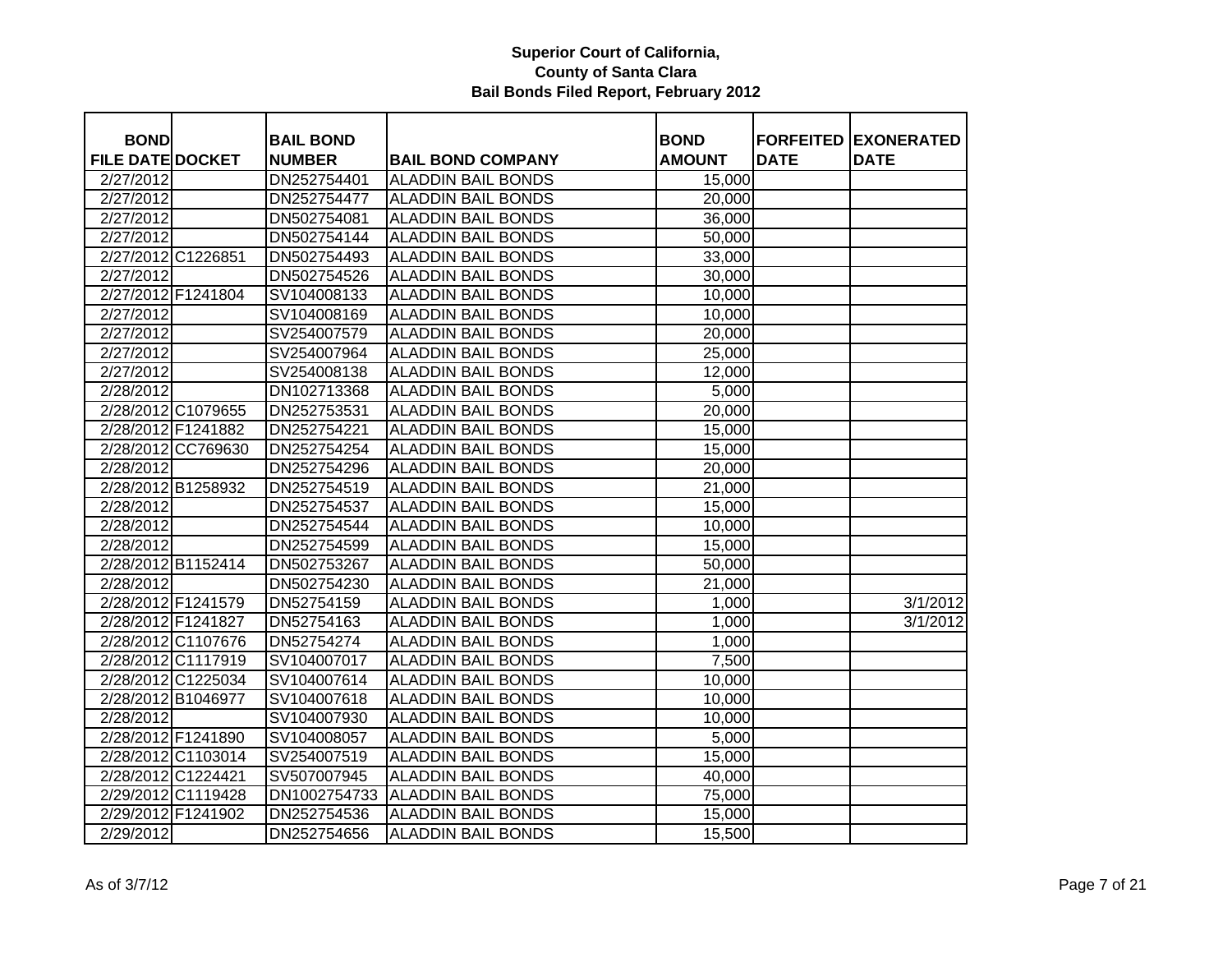**Superior Court of California,**
**County of Santa Clara**
**Bail Bonds Filed Report, February 2012**

| BOND FILE DATE | DOCKET | BAIL BOND NUMBER | BAIL BOND COMPANY | BOND AMOUNT | FORFEITED DATE | EXONERATED DATE |
|---|---|---|---|---|---|---|
| 2/27/2012 | | DN252754401 | ALADDIN BAIL BONDS | 15,000 | | |
| 2/27/2012 | | DN252754477 | ALADDIN BAIL BONDS | 20,000 | | |
| 2/27/2012 | | DN502754081 | ALADDIN BAIL BONDS | 36,000 | | |
| 2/27/2012 | | DN502754144 | ALADDIN BAIL BONDS | 50,000 | | |
| 2/27/2012 | C1226851 | DN502754493 | ALADDIN BAIL BONDS | 33,000 | | |
| 2/27/2012 | | DN502754526 | ALADDIN BAIL BONDS | 30,000 | | |
| 2/27/2012 | F1241804 | SV104008133 | ALADDIN BAIL BONDS | 10,000 | | |
| 2/27/2012 | | SV104008169 | ALADDIN BAIL BONDS | 10,000 | | |
| 2/27/2012 | | SV254007579 | ALADDIN BAIL BONDS | 20,000 | | |
| 2/27/2012 | | SV254007964 | ALADDIN BAIL BONDS | 25,000 | | |
| 2/27/2012 | | SV254008138 | ALADDIN BAIL BONDS | 12,000 | | |
| 2/28/2012 | | DN102713368 | ALADDIN BAIL BONDS | 5,000 | | |
| 2/28/2012 | C1079655 | DN252753531 | ALADDIN BAIL BONDS | 20,000 | | |
| 2/28/2012 | F1241882 | DN252754221 | ALADDIN BAIL BONDS | 15,000 | | |
| 2/28/2012 | CC769630 | DN252754254 | ALADDIN BAIL BONDS | 15,000 | | |
| 2/28/2012 | | DN252754296 | ALADDIN BAIL BONDS | 20,000 | | |
| 2/28/2012 | B1258932 | DN252754519 | ALADDIN BAIL BONDS | 21,000 | | |
| 2/28/2012 | | DN252754537 | ALADDIN BAIL BONDS | 15,000 | | |
| 2/28/2012 | | DN252754544 | ALADDIN BAIL BONDS | 10,000 | | |
| 2/28/2012 | | DN252754599 | ALADDIN BAIL BONDS | 15,000 | | |
| 2/28/2012 | B1152414 | DN502753267 | ALADDIN BAIL BONDS | 50,000 | | |
| 2/28/2012 | | DN502754230 | ALADDIN BAIL BONDS | 21,000 | | |
| 2/28/2012 | F1241579 | DN52754159 | ALADDIN BAIL BONDS | 1,000 | | 3/1/2012 |
| 2/28/2012 | F1241827 | DN52754163 | ALADDIN BAIL BONDS | 1,000 | | 3/1/2012 |
| 2/28/2012 | C1107676 | DN52754274 | ALADDIN BAIL BONDS | 1,000 | | |
| 2/28/2012 | C1117919 | SV104007017 | ALADDIN BAIL BONDS | 7,500 | | |
| 2/28/2012 | C1225034 | SV104007614 | ALADDIN BAIL BONDS | 10,000 | | |
| 2/28/2012 | B1046977 | SV104007618 | ALADDIN BAIL BONDS | 10,000 | | |
| 2/28/2012 | | SV104007930 | ALADDIN BAIL BONDS | 10,000 | | |
| 2/28/2012 | F1241890 | SV104008057 | ALADDIN BAIL BONDS | 5,000 | | |
| 2/28/2012 | C1103014 | SV254007519 | ALADDIN BAIL BONDS | 15,000 | | |
| 2/28/2012 | C1224421 | SV507007945 | ALADDIN BAIL BONDS | 40,000 | | |
| 2/29/2012 | C1119428 | DN1002754733 | ALADDIN BAIL BONDS | 75,000 | | |
| 2/29/2012 | F1241902 | DN252754536 | ALADDIN BAIL BONDS | 15,000 | | |
| 2/29/2012 | | DN252754656 | ALADDIN BAIL BONDS | 15,500 | | |

As of 3/7/12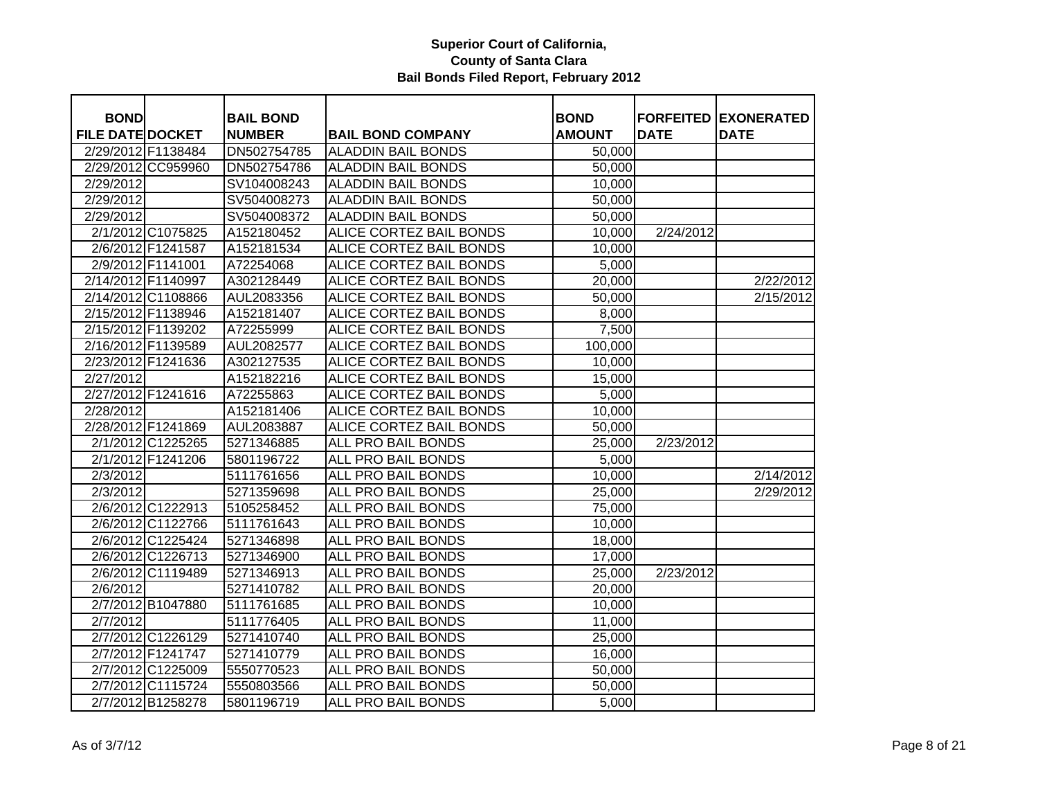**Superior Court of California,**
**County of Santa Clara**
**Bail Bonds Filed Report, February 2012**

| BOND FILE DATE | DOCKET | BAIL BOND NUMBER | BAIL BOND COMPANY | BOND AMOUNT | FORFEITED DATE | EXONERATED DATE |
|---|---|---|---|---|---|---|
| 2/29/2012 | F1138484 | DN502754785 | ALADDIN BAIL BONDS | 50,000 | | |
| 2/29/2012 | CC959960 | DN502754786 | ALADDIN BAIL BONDS | 50,000 | | |
| 2/29/2012 | | SV104008243 | ALADDIN BAIL BONDS | 10,000 | | |
| 2/29/2012 | | SV504008273 | ALADDIN BAIL BONDS | 50,000 | | |
| 2/29/2012 | | SV504008372 | ALADDIN BAIL BONDS | 50,000 | | |
| 2/1/2012 | C1075825 | A152180452 | ALICE CORTEZ BAIL BONDS | 10,000 | 2/24/2012 | |
| 2/6/2012 | F1241587 | A152181534 | ALICE CORTEZ BAIL BONDS | 10,000 | | |
| 2/9/2012 | F1141001 | A72254068 | ALICE CORTEZ BAIL BONDS | 5,000 | | |
| 2/14/2012 | F1140997 | A302128449 | ALICE CORTEZ BAIL BONDS | 20,000 | | 2/22/2012 |
| 2/14/2012 | C1108866 | AUL2083356 | ALICE CORTEZ BAIL BONDS | 50,000 | | 2/15/2012 |
| 2/15/2012 | F1138946 | A152181407 | ALICE CORTEZ BAIL BONDS | 8,000 | | |
| 2/15/2012 | F1139202 | A72255999 | ALICE CORTEZ BAIL BONDS | 7,500 | | |
| 2/16/2012 | F1139589 | AUL2082577 | ALICE CORTEZ BAIL BONDS | 100,000 | | |
| 2/23/2012 | F1241636 | A302127535 | ALICE CORTEZ BAIL BONDS | 10,000 | | |
| 2/27/2012 | | A152182216 | ALICE CORTEZ BAIL BONDS | 15,000 | | |
| 2/27/2012 | F1241616 | A72255863 | ALICE CORTEZ BAIL BONDS | 5,000 | | |
| 2/28/2012 | | A152181406 | ALICE CORTEZ BAIL BONDS | 10,000 | | |
| 2/28/2012 | F1241869 | AUL2083887 | ALICE CORTEZ BAIL BONDS | 50,000 | | |
| 2/1/2012 | C1225265 | 5271346885 | ALL PRO BAIL BONDS | 25,000 | 2/23/2012 | |
| 2/1/2012 | F1241206 | 5801196722 | ALL PRO BAIL BONDS | 5,000 | | |
| 2/3/2012 | | 5111761656 | ALL PRO BAIL BONDS | 10,000 | | 2/14/2012 |
| 2/3/2012 | | 5271359698 | ALL PRO BAIL BONDS | 25,000 | | 2/29/2012 |
| 2/6/2012 | C1222913 | 5105258452 | ALL PRO BAIL BONDS | 75,000 | | |
| 2/6/2012 | C1122766 | 5111761643 | ALL PRO BAIL BONDS | 10,000 | | |
| 2/6/2012 | C1225424 | 5271346898 | ALL PRO BAIL BONDS | 18,000 | | |
| 2/6/2012 | C1226713 | 5271346900 | ALL PRO BAIL BONDS | 17,000 | | |
| 2/6/2012 | C1119489 | 5271346913 | ALL PRO BAIL BONDS | 25,000 | 2/23/2012 | |
| 2/6/2012 | | 5271410782 | ALL PRO BAIL BONDS | 20,000 | | |
| 2/7/2012 | B1047880 | 5111761685 | ALL PRO BAIL BONDS | 10,000 | | |
| 2/7/2012 | | 5111776405 | ALL PRO BAIL BONDS | 11,000 | | |
| 2/7/2012 | C1226129 | 5271410740 | ALL PRO BAIL BONDS | 25,000 | | |
| 2/7/2012 | F1241747 | 5271410779 | ALL PRO BAIL BONDS | 16,000 | | |
| 2/7/2012 | C1225009 | 5550770523 | ALL PRO BAIL BONDS | 50,000 | | |
| 2/7/2012 | C1115724 | 5550803566 | ALL PRO BAIL BONDS | 50,000 | | |
| 2/7/2012 | B1258278 | 5801196719 | ALL PRO BAIL BONDS | 5,000 | | |

As of 3/7/12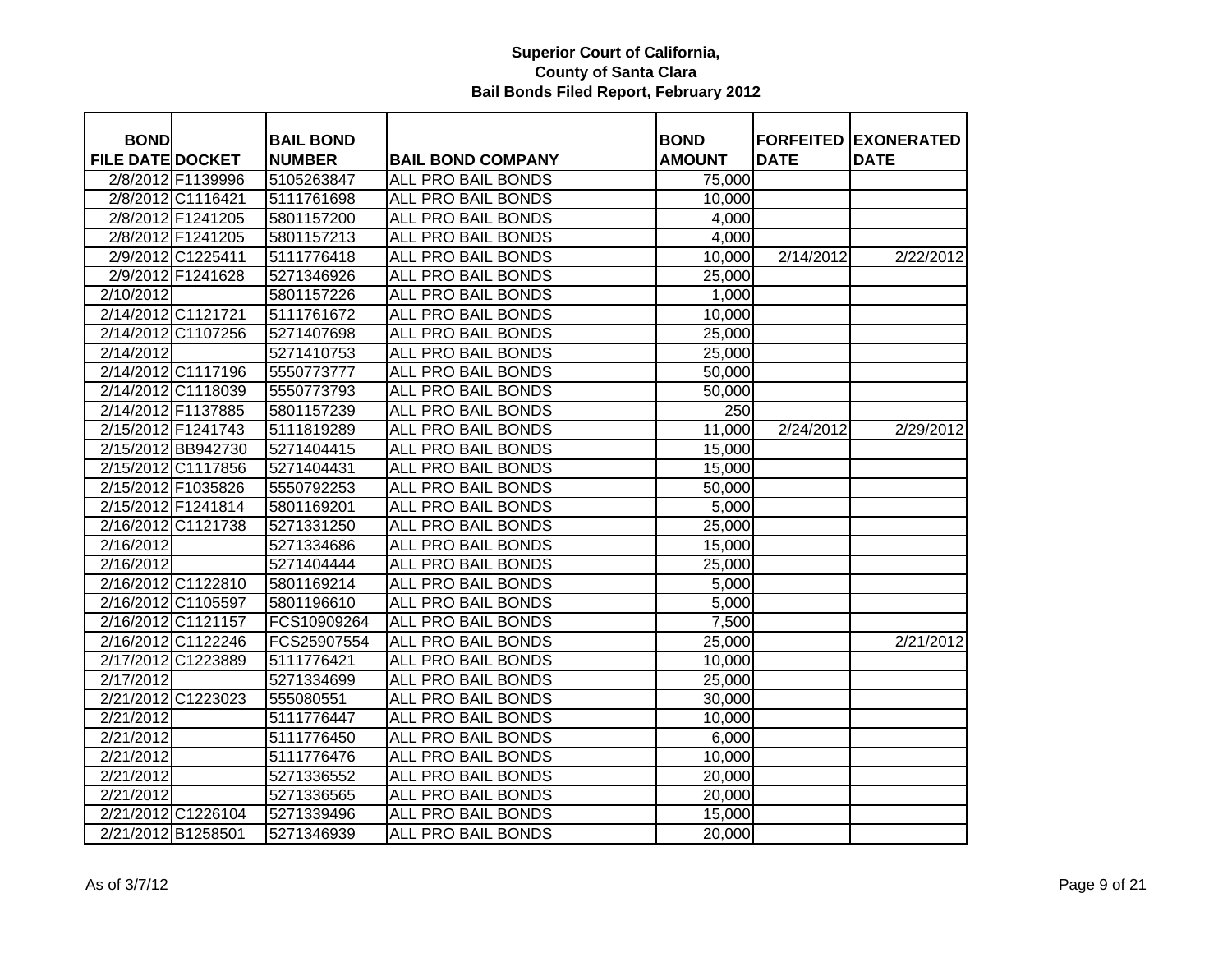**Superior Court of California,
County of Santa Clara
Bail Bonds Filed Report, February 2012**

| BOND FILE DATE | DOCKET | BAIL BOND NUMBER | BAIL BOND COMPANY | BOND AMOUNT | FORFEITED DATE | EXONERATED DATE |
|---|---|---|---|---|---|---|
| 2/8/2012 | F1139996 | 5105263847 | ALL PRO BAIL BONDS | 75,000 | | |
| 2/8/2012 | C1116421 | 5111761698 | ALL PRO BAIL BONDS | 10,000 | | |
| 2/8/2012 | F1241205 | 5801157200 | ALL PRO BAIL BONDS | 4,000 | | |
| 2/8/2012 | F1241205 | 5801157213 | ALL PRO BAIL BONDS | 4,000 | | |
| 2/9/2012 | C1225411 | 5111776418 | ALL PRO BAIL BONDS | 10,000 | 2/14/2012 | 2/22/2012 |
| 2/9/2012 | F1241628 | 5271346926 | ALL PRO BAIL BONDS | 25,000 | | |
| 2/10/2012 | | 5801157226 | ALL PRO BAIL BONDS | 1,000 | | |
| 2/14/2012 | C1121721 | 5111761672 | ALL PRO BAIL BONDS | 10,000 | | |
| 2/14/2012 | C1107256 | 5271407698 | ALL PRO BAIL BONDS | 25,000 | | |
| 2/14/2012 | | 5271410753 | ALL PRO BAIL BONDS | 25,000 | | |
| 2/14/2012 | C1117196 | 5550773777 | ALL PRO BAIL BONDS | 50,000 | | |
| 2/14/2012 | C1118039 | 5550773793 | ALL PRO BAIL BONDS | 50,000 | | |
| 2/14/2012 | F1137885 | 5801157239 | ALL PRO BAIL BONDS | 250 | | |
| 2/15/2012 | F1241743 | 5111819289 | ALL PRO BAIL BONDS | 11,000 | 2/24/2012 | 2/29/2012 |
| 2/15/2012 | BB942730 | 5271404415 | ALL PRO BAIL BONDS | 15,000 | | |
| 2/15/2012 | C1117856 | 5271404431 | ALL PRO BAIL BONDS | 15,000 | | |
| 2/15/2012 | F1035826 | 5550792253 | ALL PRO BAIL BONDS | 50,000 | | |
| 2/15/2012 | F1241814 | 5801169201 | ALL PRO BAIL BONDS | 5,000 | | |
| 2/16/2012 | C1121738 | 5271331250 | ALL PRO BAIL BONDS | 25,000 | | |
| 2/16/2012 | | 5271334686 | ALL PRO BAIL BONDS | 15,000 | | |
| 2/16/2012 | | 5271404444 | ALL PRO BAIL BONDS | 25,000 | | |
| 2/16/2012 | C1122810 | 5801169214 | ALL PRO BAIL BONDS | 5,000 | | |
| 2/16/2012 | C1105597 | 5801196610 | ALL PRO BAIL BONDS | 5,000 | | |
| 2/16/2012 | C1121157 | FCS10909264 | ALL PRO BAIL BONDS | 7,500 | | |
| 2/16/2012 | C1122246 | FCS25907554 | ALL PRO BAIL BONDS | 25,000 | | 2/21/2012 |
| 2/17/2012 | C1223889 | 5111776421 | ALL PRO BAIL BONDS | 10,000 | | |
| 2/17/2012 | | 5271334699 | ALL PRO BAIL BONDS | 25,000 | | |
| 2/21/2012 | C1223023 | 555080551 | ALL PRO BAIL BONDS | 30,000 | | |
| 2/21/2012 | | 5111776447 | ALL PRO BAIL BONDS | 10,000 | | |
| 2/21/2012 | | 5111776450 | ALL PRO BAIL BONDS | 6,000 | | |
| 2/21/2012 | | 5111776476 | ALL PRO BAIL BONDS | 10,000 | | |
| 2/21/2012 | | 5271336552 | ALL PRO BAIL BONDS | 20,000 | | |
| 2/21/2012 | | 5271336565 | ALL PRO BAIL BONDS | 20,000 | | |
| 2/21/2012 | C1226104 | 5271339496 | ALL PRO BAIL BONDS | 15,000 | | |
| 2/21/2012 | B1258501 | 5271346939 | ALL PRO BAIL BONDS | 20,000 | | |

As of 3/7/12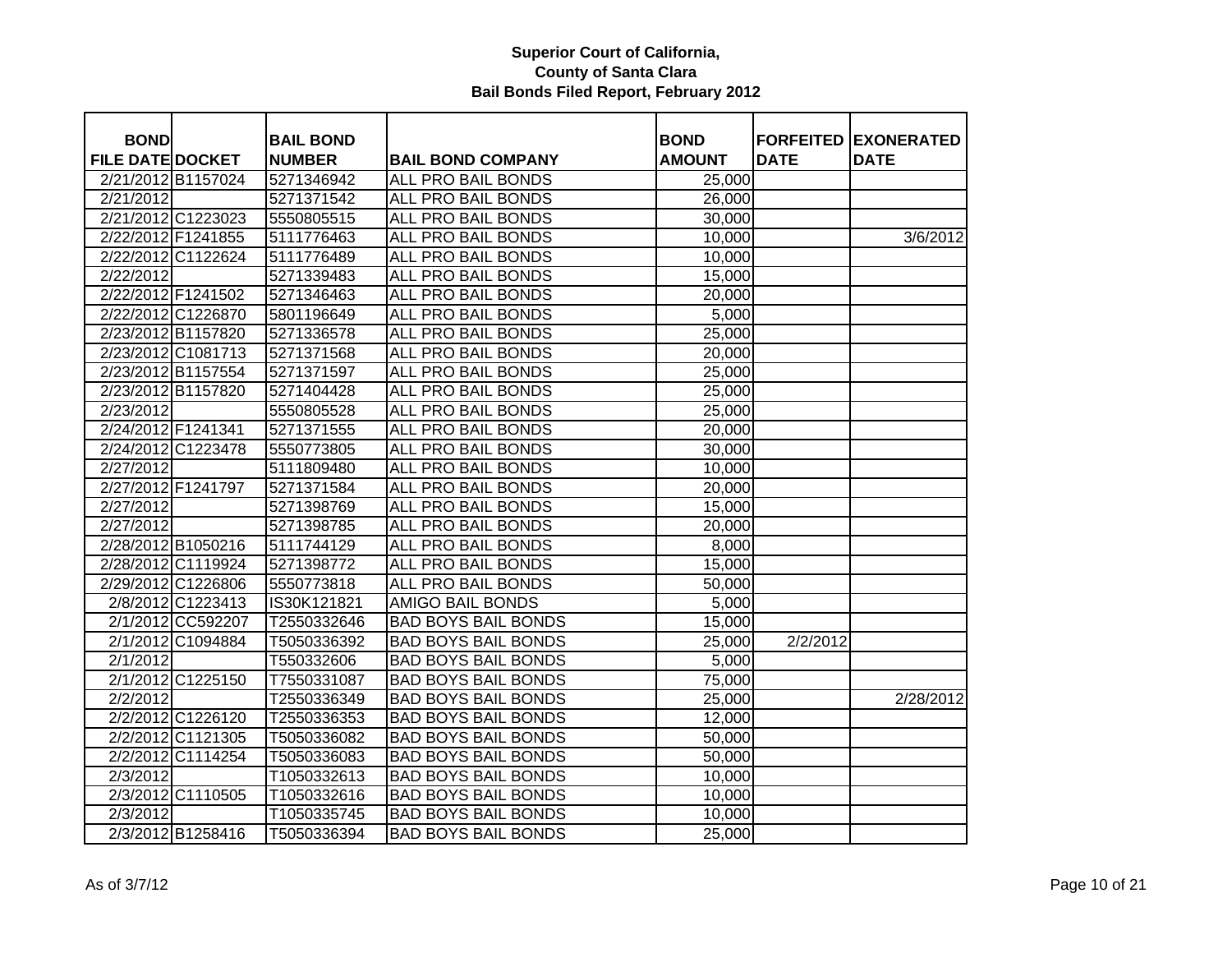# Superior Court of California,
## County of Santa Clara
### Bail Bonds Filed Report, February 2012

| BOND FILE DATE | DOCKET | BAIL BOND NUMBER | BAIL BOND COMPANY | BOND AMOUNT | FORFEITED DATE | EXONERATED DATE |
|---|---|---|---|---|---|---|
| 2/21/2012 | B1157024 | 5271346942 | ALL PRO BAIL BONDS | 25,000 | | |
| 2/21/2012 | | 5271371542 | ALL PRO BAIL BONDS | 26,000 | | |
| 2/21/2012 | C1223023 | 5550805515 | ALL PRO BAIL BONDS | 30,000 | | |
| 2/22/2012 | F1241855 | 5111776463 | ALL PRO BAIL BONDS | 10,000 | | 3/6/2012 |
| 2/22/2012 | C1122624 | 5111776489 | ALL PRO BAIL BONDS | 10,000 | | |
| 2/22/2012 | | 5271339483 | ALL PRO BAIL BONDS | 15,000 | | |
| 2/22/2012 | F1241502 | 5271346463 | ALL PRO BAIL BONDS | 20,000 | | |
| 2/22/2012 | C1226870 | 5801196649 | ALL PRO BAIL BONDS | 5,000 | | |
| 2/23/2012 | B1157820 | 5271336578 | ALL PRO BAIL BONDS | 25,000 | | |
| 2/23/2012 | C1081713 | 5271371568 | ALL PRO BAIL BONDS | 20,000 | | |
| 2/23/2012 | B1157554 | 5271371597 | ALL PRO BAIL BONDS | 25,000 | | |
| 2/23/2012 | B1157820 | 5271404428 | ALL PRO BAIL BONDS | 25,000 | | |
| 2/23/2012 | | 5550805528 | ALL PRO BAIL BONDS | 25,000 | | |
| 2/24/2012 | F1241341 | 5271371555 | ALL PRO BAIL BONDS | 20,000 | | |
| 2/24/2012 | C1223478 | 5550773805 | ALL PRO BAIL BONDS | 30,000 | | |
| 2/27/2012 | | 5111809480 | ALL PRO BAIL BONDS | 10,000 | | |
| 2/27/2012 | F1241797 | 5271371584 | ALL PRO BAIL BONDS | 20,000 | | |
| 2/27/2012 | | 5271398769 | ALL PRO BAIL BONDS | 15,000 | | |
| 2/27/2012 | | 5271398785 | ALL PRO BAIL BONDS | 20,000 | | |
| 2/28/2012 | B1050216 | 5111744129 | ALL PRO BAIL BONDS | 8,000 | | |
| 2/28/2012 | C1119924 | 5271398772 | ALL PRO BAIL BONDS | 15,000 | | |
| 2/29/2012 | C1226806 | 5550773818 | ALL PRO BAIL BONDS | 50,000 | | |
| 2/8/2012 | C1223413 | IS30K121821 | AMIGO BAIL BONDS | 5,000 | | |
| 2/1/2012 | CC592207 | T2550332646 | BAD BOYS BAIL BONDS | 15,000 | | |
| 2/1/2012 | C1094884 | T5050336392 | BAD BOYS BAIL BONDS | 25,000 | 2/2/2012 | |
| 2/1/2012 | | T550332606 | BAD BOYS BAIL BONDS | 5,000 | | |
| 2/1/2012 | C1225150 | T7550331087 | BAD BOYS BAIL BONDS | 75,000 | | |
| 2/2/2012 | | T2550336349 | BAD BOYS BAIL BONDS | 25,000 | | 2/28/2012 |
| 2/2/2012 | C1226120 | T2550336353 | BAD BOYS BAIL BONDS | 12,000 | | |
| 2/2/2012 | C1121305 | T5050336082 | BAD BOYS BAIL BONDS | 50,000 | | |
| 2/2/2012 | C1114254 | T5050336083 | BAD BOYS BAIL BONDS | 50,000 | | |
| 2/3/2012 | | T1050332613 | BAD BOYS BAIL BONDS | 10,000 | | |
| 2/3/2012 | C1110505 | T1050332616 | BAD BOYS BAIL BONDS | 10,000 | | |
| 2/3/2012 | | T1050335745 | BAD BOYS BAIL BONDS | 10,000 | | |
| 2/3/2012 | B1258416 | T5050336394 | BAD BOYS BAIL BONDS | 25,000 | | |

As of 3/7/12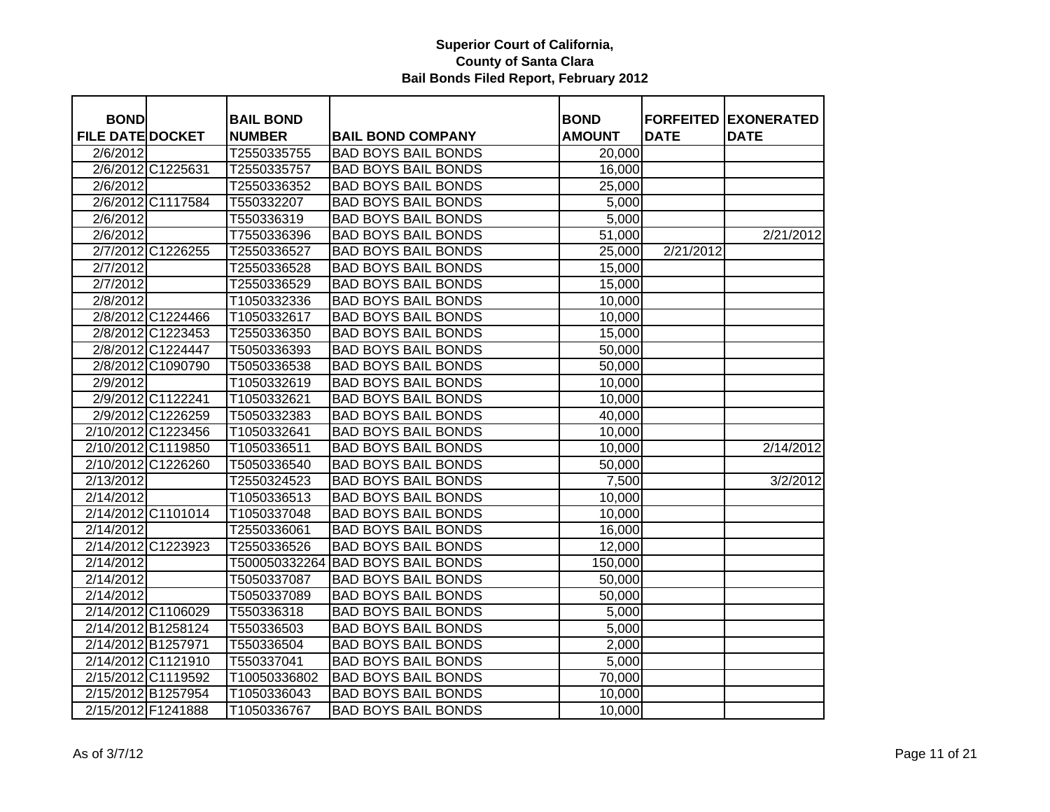**Superior Court of California,**
**County of Santa Clara**
**Bail Bonds Filed Report, February 2012**

| BOND FILE DATE | DOCKET | BAIL BOND NUMBER | BAIL BOND COMPANY | BOND AMOUNT | FORFEITED DATE | EXONERATED DATE |
|---|---|---|---|---|---|---|
| 2/6/2012 | | T2550335755 | BAD BOYS BAIL BONDS | 20,000 | | |
| 2/6/2012 | C1225631 | T2550335757 | BAD BOYS BAIL BONDS | 16,000 | | |
| 2/6/2012 | | T2550336352 | BAD BOYS BAIL BONDS | 25,000 | | |
| 2/6/2012 | C1117584 | T550332207 | BAD BOYS BAIL BONDS | 5,000 | | |
| 2/6/2012 | | T550336319 | BAD BOYS BAIL BONDS | 5,000 | | |
| 2/6/2012 | | T7550336396 | BAD BOYS BAIL BONDS | 51,000 | | 2/21/2012 |
| 2/7/2012 | C1226255 | T2550336527 | BAD BOYS BAIL BONDS | 25,000 | 2/21/2012 | |
| 2/7/2012 | | T2550336528 | BAD BOYS BAIL BONDS | 15,000 | | |
| 2/7/2012 | | T2550336529 | BAD BOYS BAIL BONDS | 15,000 | | |
| 2/8/2012 | | T1050332336 | BAD BOYS BAIL BONDS | 10,000 | | |
| 2/8/2012 | C1224466 | T1050332617 | BAD BOYS BAIL BONDS | 10,000 | | |
| 2/8/2012 | C1223453 | T2550336350 | BAD BOYS BAIL BONDS | 15,000 | | |
| 2/8/2012 | C1224447 | T5050336393 | BAD BOYS BAIL BONDS | 50,000 | | |
| 2/8/2012 | C1090790 | T5050336538 | BAD BOYS BAIL BONDS | 50,000 | | |
| 2/9/2012 | | T1050332619 | BAD BOYS BAIL BONDS | 10,000 | | |
| 2/9/2012 | C1122241 | T1050332621 | BAD BOYS BAIL BONDS | 10,000 | | |
| 2/9/2012 | C1226259 | T5050332383 | BAD BOYS BAIL BONDS | 40,000 | | |
| 2/10/2012 | C1223456 | T1050332641 | BAD BOYS BAIL BONDS | 10,000 | | |
| 2/10/2012 | C1119850 | T1050336511 | BAD BOYS BAIL BONDS | 10,000 | | 2/14/2012 |
| 2/10/2012 | C1226260 | T5050336540 | BAD BOYS BAIL BONDS | 50,000 | | |
| 2/13/2012 | | T2550324523 | BAD BOYS BAIL BONDS | 7,500 | | 3/2/2012 |
| 2/14/2012 | | T1050336513 | BAD BOYS BAIL BONDS | 10,000 | | |
| 2/14/2012 | C1101014 | T1050337048 | BAD BOYS BAIL BONDS | 10,000 | | |
| 2/14/2012 | | T2550336061 | BAD BOYS BAIL BONDS | 16,000 | | |
| 2/14/2012 | C1223923 | T2550336526 | BAD BOYS BAIL BONDS | 12,000 | | |
| 2/14/2012 | | T500050332264 | BAD BOYS BAIL BONDS | 150,000 | | |
| 2/14/2012 | | T5050337087 | BAD BOYS BAIL BONDS | 50,000 | | |
| 2/14/2012 | | T5050337089 | BAD BOYS BAIL BONDS | 50,000 | | |
| 2/14/2012 | C1106029 | T550336318 | BAD BOYS BAIL BONDS | 5,000 | | |
| 2/14/2012 | B1258124 | T550336503 | BAD BOYS BAIL BONDS | 5,000 | | |
| 2/14/2012 | B1257971 | T550336504 | BAD BOYS BAIL BONDS | 2,000 | | |
| 2/14/2012 | C1121910 | T550337041 | BAD BOYS BAIL BONDS | 5,000 | | |
| 2/15/2012 | C1119592 | T10050336802 | BAD BOYS BAIL BONDS | 70,000 | | |
| 2/15/2012 | B1257954 | T1050336043 | BAD BOYS BAIL BONDS | 10,000 | | |
| 2/15/2012 | F1241888 | T1050336767 | BAD BOYS BAIL BONDS | 10,000 | | |

As of 3/7/12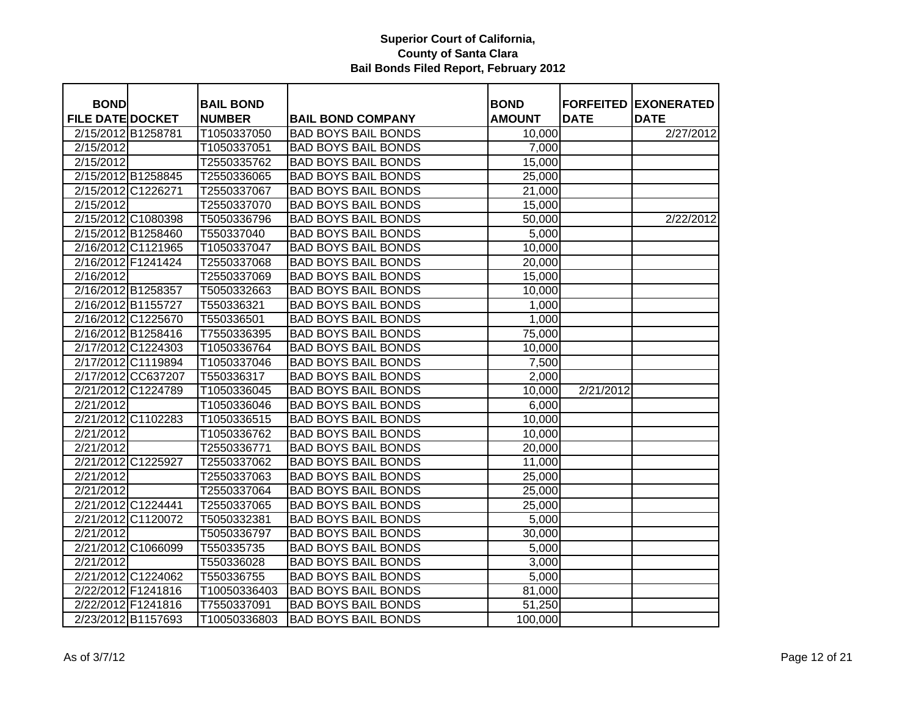**Superior Court of California,**
**County of Santa Clara**
**Bail Bonds Filed Report, February 2012**

| BOND FILE DATE | DOCKET | BAIL BOND NUMBER | BAIL BOND COMPANY | BOND AMOUNT | FORFEITED DATE | EXONERATED DATE |
|---|---|---|---|---|---|---|
| 2/15/2012 | B1258781 | T1050337050 | BAD BOYS BAIL BONDS | 10,000 | | 2/27/2012 |
| 2/15/2012 | | T1050337051 | BAD BOYS BAIL BONDS | 7,000 | | |
| 2/15/2012 | | T2550335762 | BAD BOYS BAIL BONDS | 15,000 | | |
| 2/15/2012 | B1258845 | T2550336065 | BAD BOYS BAIL BONDS | 25,000 | | |
| 2/15/2012 | C1226271 | T2550337067 | BAD BOYS BAIL BONDS | 21,000 | | |
| 2/15/2012 | | T2550337070 | BAD BOYS BAIL BONDS | 15,000 | | |
| 2/15/2012 | C1080398 | T5050336796 | BAD BOYS BAIL BONDS | 50,000 | | 2/22/2012 |
| 2/15/2012 | B1258460 | T550337040 | BAD BOYS BAIL BONDS | 5,000 | | |
| 2/16/2012 | C1121965 | T1050337047 | BAD BOYS BAIL BONDS | 10,000 | | |
| 2/16/2012 | F1241424 | T2550337068 | BAD BOYS BAIL BONDS | 20,000 | | |
| 2/16/2012 | | T2550337069 | BAD BOYS BAIL BONDS | 15,000 | | |
| 2/16/2012 | B1258357 | T5050332663 | BAD BOYS BAIL BONDS | 10,000 | | |
| 2/16/2012 | B1155727 | T550336321 | BAD BOYS BAIL BONDS | 1,000 | | |
| 2/16/2012 | C1225670 | T550336501 | BAD BOYS BAIL BONDS | 1,000 | | |
| 2/16/2012 | B1258416 | T7550336395 | BAD BOYS BAIL BONDS | 75,000 | | |
| 2/17/2012 | C1224303 | T1050336764 | BAD BOYS BAIL BONDS | 10,000 | | |
| 2/17/2012 | C1119894 | T1050337046 | BAD BOYS BAIL BONDS | 7,500 | | |
| 2/17/2012 | CC637207 | T550336317 | BAD BOYS BAIL BONDS | 2,000 | | |
| 2/21/2012 | C1224789 | T1050336045 | BAD BOYS BAIL BONDS | 10,000 | 2/21/2012 | |
| 2/21/2012 | | T1050336046 | BAD BOYS BAIL BONDS | 6,000 | | |
| 2/21/2012 | C1102283 | T1050336515 | BAD BOYS BAIL BONDS | 10,000 | | |
| 2/21/2012 | | T1050336762 | BAD BOYS BAIL BONDS | 10,000 | | |
| 2/21/2012 | | T2550336771 | BAD BOYS BAIL BONDS | 20,000 | | |
| 2/21/2012 | C1225927 | T2550337062 | BAD BOYS BAIL BONDS | 11,000 | | |
| 2/21/2012 | | T2550337063 | BAD BOYS BAIL BONDS | 25,000 | | |
| 2/21/2012 | | T2550337064 | BAD BOYS BAIL BONDS | 25,000 | | |
| 2/21/2012 | C1224441 | T2550337065 | BAD BOYS BAIL BONDS | 25,000 | | |
| 2/21/2012 | C1120072 | T5050332381 | BAD BOYS BAIL BONDS | 5,000 | | |
| 2/21/2012 | | T5050336797 | BAD BOYS BAIL BONDS | 30,000 | | |
| 2/21/2012 | C1066099 | T550335735 | BAD BOYS BAIL BONDS | 5,000 | | |
| 2/21/2012 | | T550336028 | BAD BOYS BAIL BONDS | 3,000 | | |
| 2/21/2012 | C1224062 | T550336755 | BAD BOYS BAIL BONDS | 5,000 | | |
| 2/22/2012 | F1241816 | T10050336403 | BAD BOYS BAIL BONDS | 81,000 | | |
| 2/22/2012 | F1241816 | T7550337091 | BAD BOYS BAIL BONDS | 51,250 | | |
| 2/23/2012 | B1157693 | T10050336803 | BAD BOYS BAIL BONDS | 100,000 | | |

As of 3/7/12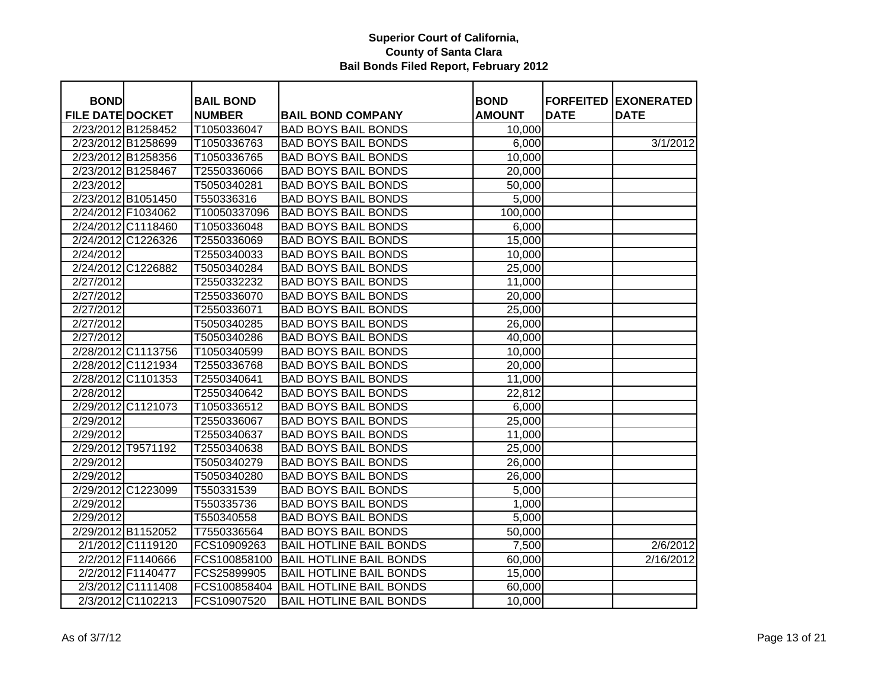**Superior Court of California,**
**County of Santa Clara**
**Bail Bonds Filed Report, February 2012**

| BOND FILE DATE | DOCKET | BAIL BOND NUMBER | BAIL BOND COMPANY | BOND AMOUNT | FORFEITED DATE | EXONERATED DATE |
|---|---|---|---|---|---|---|
| 2/23/2012 | B1258452 | T1050336047 | BAD BOYS BAIL BONDS | 10,000 | | |
| 2/23/2012 | B1258699 | T1050336763 | BAD BOYS BAIL BONDS | 6,000 | | 3/1/2012 |
| 2/23/2012 | B1258356 | T1050336765 | BAD BOYS BAIL BONDS | 10,000 | | |
| 2/23/2012 | B1258467 | T2550336066 | BAD BOYS BAIL BONDS | 20,000 | | |
| 2/23/2012 | | T5050340281 | BAD BOYS BAIL BONDS | 50,000 | | |
| 2/23/2012 | B1051450 | T550336316 | BAD BOYS BAIL BONDS | 5,000 | | |
| 2/24/2012 | F1034062 | T10050337096 | BAD BOYS BAIL BONDS | 100,000 | | |
| 2/24/2012 | C1118460 | T1050336048 | BAD BOYS BAIL BONDS | 6,000 | | |
| 2/24/2012 | C1226326 | T2550336069 | BAD BOYS BAIL BONDS | 15,000 | | |
| 2/24/2012 | | T2550340033 | BAD BOYS BAIL BONDS | 10,000 | | |
| 2/24/2012 | C1226882 | T5050340284 | BAD BOYS BAIL BONDS | 25,000 | | |
| 2/27/2012 | | T2550332232 | BAD BOYS BAIL BONDS | 11,000 | | |
| 2/27/2012 | | T2550336070 | BAD BOYS BAIL BONDS | 20,000 | | |
| 2/27/2012 | | T2550336071 | BAD BOYS BAIL BONDS | 25,000 | | |
| 2/27/2012 | | T5050340285 | BAD BOYS BAIL BONDS | 26,000 | | |
| 2/27/2012 | | T5050340286 | BAD BOYS BAIL BONDS | 40,000 | | |
| 2/28/2012 | C1113756 | T1050340599 | BAD BOYS BAIL BONDS | 10,000 | | |
| 2/28/2012 | C1121934 | T2550336768 | BAD BOYS BAIL BONDS | 20,000 | | |
| 2/28/2012 | C1101353 | T2550340641 | BAD BOYS BAIL BONDS | 11,000 | | |
| 2/28/2012 | | T2550340642 | BAD BOYS BAIL BONDS | 22,812 | | |
| 2/29/2012 | C1121073 | T1050336512 | BAD BOYS BAIL BONDS | 6,000 | | |
| 2/29/2012 | | T2550336067 | BAD BOYS BAIL BONDS | 25,000 | | |
| 2/29/2012 | | T2550340637 | BAD BOYS BAIL BONDS | 11,000 | | |
| 2/29/2012 | T9571192 | T2550340638 | BAD BOYS BAIL BONDS | 25,000 | | |
| 2/29/2012 | | T5050340279 | BAD BOYS BAIL BONDS | 26,000 | | |
| 2/29/2012 | | T5050340280 | BAD BOYS BAIL BONDS | 26,000 | | |
| 2/29/2012 | C1223099 | T550331539 | BAD BOYS BAIL BONDS | 5,000 | | |
| 2/29/2012 | | T550335736 | BAD BOYS BAIL BONDS | 1,000 | | |
| 2/29/2012 | | T550340558 | BAD BOYS BAIL BONDS | 5,000 | | |
| 2/29/2012 | B1152052 | T7550336564 | BAD BOYS BAIL BONDS | 50,000 | | |
| 2/1/2012 | C1119120 | FCS10909263 | BAIL HOTLINE BAIL BONDS | 7,500 | | 2/6/2012 |
| 2/2/2012 | F1140666 | FCS100858100 | BAIL HOTLINE BAIL BONDS | 60,000 | | 2/16/2012 |
| 2/2/2012 | F1140477 | FCS25899905 | BAIL HOTLINE BAIL BONDS | 15,000 | | |
| 2/3/2012 | C1111408 | FCS100858404 | BAIL HOTLINE BAIL BONDS | 60,000 | | |
| 2/3/2012 | C1102213 | FCS10907520 | BAIL HOTLINE BAIL BONDS | 10,000 | | |

As of 3/7/12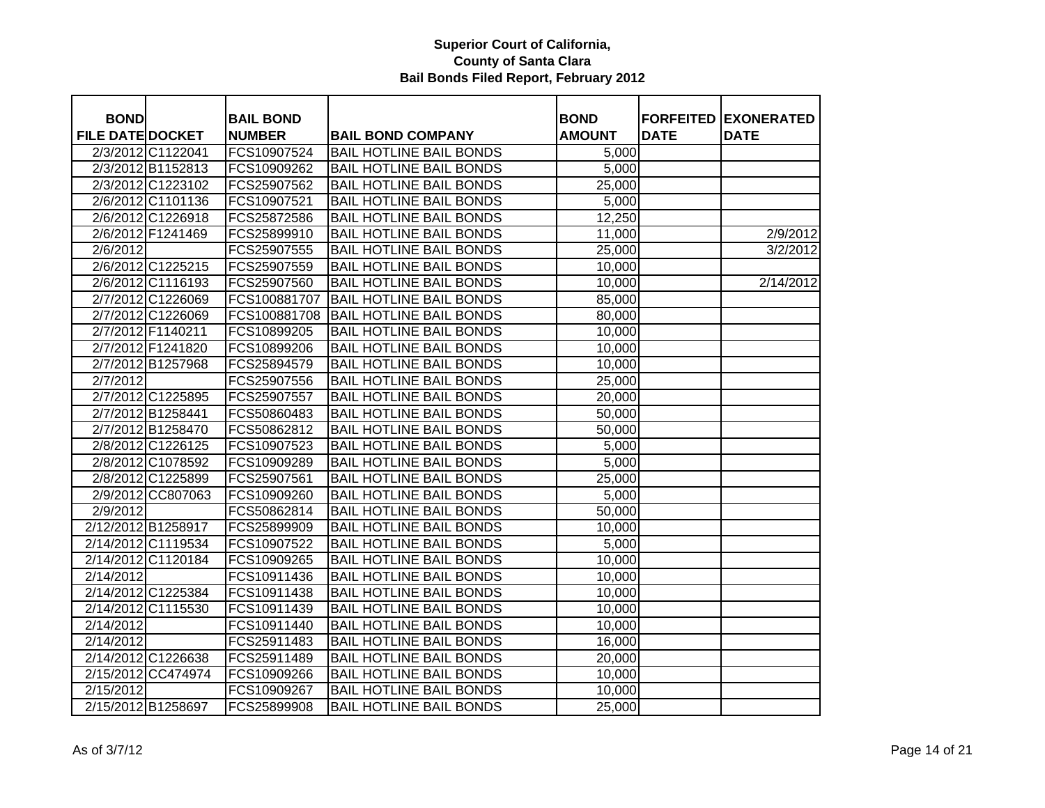**Superior Court of California, County of Santa Clara Bail Bonds Filed Report, February 2012**

| BOND FILE DATE | DOCKET | BAIL BOND NUMBER | BAIL BOND COMPANY | BOND AMOUNT | FORFEITED DATE | EXONERATED DATE |
|---|---|---|---|---|---|---|
| 2/3/2012 | C1122041 | FCS10907524 | BAIL HOTLINE BAIL BONDS | 5,000 | | |
| 2/3/2012 | B1152813 | FCS10909262 | BAIL HOTLINE BAIL BONDS | 5,000 | | |
| 2/3/2012 | C1223102 | FCS25907562 | BAIL HOTLINE BAIL BONDS | 25,000 | | |
| 2/6/2012 | C1101136 | FCS10907521 | BAIL HOTLINE BAIL BONDS | 5,000 | | |
| 2/6/2012 | C1226918 | FCS25872586 | BAIL HOTLINE BAIL BONDS | 12,250 | | |
| 2/6/2012 | F1241469 | FCS25899910 | BAIL HOTLINE BAIL BONDS | 11,000 | | 2/9/2012 |
| 2/6/2012 | | FCS25907555 | BAIL HOTLINE BAIL BONDS | 25,000 | | 3/2/2012 |
| 2/6/2012 | C1225215 | FCS25907559 | BAIL HOTLINE BAIL BONDS | 10,000 | | |
| 2/6/2012 | C1116193 | FCS25907560 | BAIL HOTLINE BAIL BONDS | 10,000 | | 2/14/2012 |
| 2/7/2012 | C1226069 | FCS100881707 | BAIL HOTLINE BAIL BONDS | 85,000 | | |
| 2/7/2012 | C1226069 | FCS100881708 | BAIL HOTLINE BAIL BONDS | 80,000 | | |
| 2/7/2012 | F1140211 | FCS10899205 | BAIL HOTLINE BAIL BONDS | 10,000 | | |
| 2/7/2012 | F1241820 | FCS10899206 | BAIL HOTLINE BAIL BONDS | 10,000 | | |
| 2/7/2012 | B1257968 | FCS25894579 | BAIL HOTLINE BAIL BONDS | 10,000 | | |
| 2/7/2012 | | FCS25907556 | BAIL HOTLINE BAIL BONDS | 25,000 | | |
| 2/7/2012 | C1225895 | FCS25907557 | BAIL HOTLINE BAIL BONDS | 20,000 | | |
| 2/7/2012 | B1258441 | FCS50860483 | BAIL HOTLINE BAIL BONDS | 50,000 | | |
| 2/7/2012 | B1258470 | FCS50862812 | BAIL HOTLINE BAIL BONDS | 50,000 | | |
| 2/8/2012 | C1226125 | FCS10907523 | BAIL HOTLINE BAIL BONDS | 5,000 | | |
| 2/8/2012 | C1078592 | FCS10909289 | BAIL HOTLINE BAIL BONDS | 5,000 | | |
| 2/8/2012 | C1225899 | FCS25907561 | BAIL HOTLINE BAIL BONDS | 25,000 | | |
| 2/9/2012 | CC807063 | FCS10909260 | BAIL HOTLINE BAIL BONDS | 5,000 | | |
| 2/9/2012 | | FCS50862814 | BAIL HOTLINE BAIL BONDS | 50,000 | | |
| 2/12/2012 | B1258917 | FCS25899909 | BAIL HOTLINE BAIL BONDS | 10,000 | | |
| 2/14/2012 | C1119534 | FCS10907522 | BAIL HOTLINE BAIL BONDS | 5,000 | | |
| 2/14/2012 | C1120184 | FCS10909265 | BAIL HOTLINE BAIL BONDS | 10,000 | | |
| 2/14/2012 | | FCS10911436 | BAIL HOTLINE BAIL BONDS | 10,000 | | |
| 2/14/2012 | C1225384 | FCS10911438 | BAIL HOTLINE BAIL BONDS | 10,000 | | |
| 2/14/2012 | C1115530 | FCS10911439 | BAIL HOTLINE BAIL BONDS | 10,000 | | |
| 2/14/2012 | | FCS10911440 | BAIL HOTLINE BAIL BONDS | 10,000 | | |
| 2/14/2012 | | FCS25911483 | BAIL HOTLINE BAIL BONDS | 16,000 | | |
| 2/14/2012 | C1226638 | FCS25911489 | BAIL HOTLINE BAIL BONDS | 20,000 | | |
| 2/15/2012 | CC474974 | FCS10909266 | BAIL HOTLINE BAIL BONDS | 10,000 | | |
| 2/15/2012 | | FCS10909267 | BAIL HOTLINE BAIL BONDS | 10,000 | | |
| 2/15/2012 | B1258697 | FCS25899908 | BAIL HOTLINE BAIL BONDS | 25,000 | | |

As of 3/7/12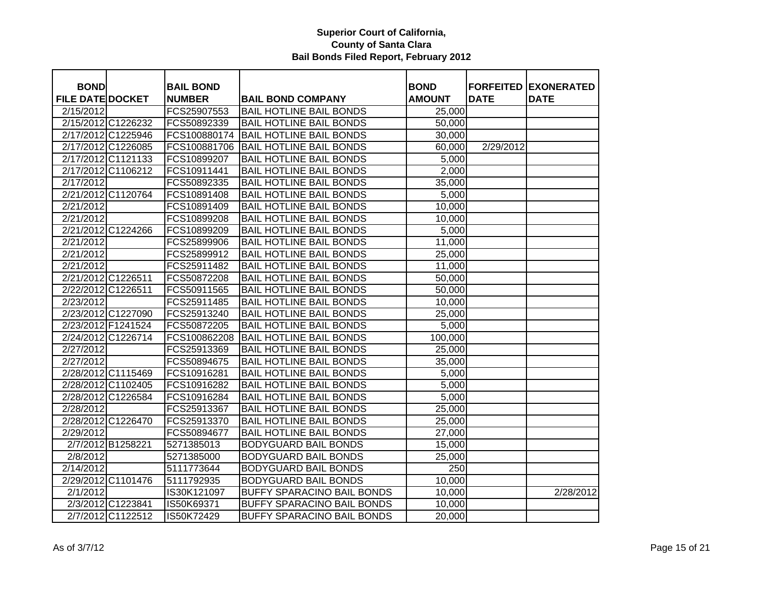**Superior Court of California,**
**County of Santa Clara**
**Bail Bonds Filed Report, February 2012**

| BOND FILE DATE | DOCKET | BAIL BOND NUMBER | BAIL BOND COMPANY | BOND AMOUNT | FORFEITED DATE | EXONERATED DATE |
|---|---|---|---|---|---|---|
| 2/15/2012 | | FCS25907553 | BAIL HOTLINE BAIL BONDS | 25,000 | | |
| 2/15/2012 | C1226232 | FCS50892339 | BAIL HOTLINE BAIL BONDS | 50,000 | | |
| 2/17/2012 | C1225946 | FCS100880174 | BAIL HOTLINE BAIL BONDS | 30,000 | | |
| 2/17/2012 | C1226085 | FCS100881706 | BAIL HOTLINE BAIL BONDS | 60,000 | 2/29/2012 | |
| 2/17/2012 | C1121133 | FCS10899207 | BAIL HOTLINE BAIL BONDS | 5,000 | | |
| 2/17/2012 | C1106212 | FCS10911441 | BAIL HOTLINE BAIL BONDS | 2,000 | | |
| 2/17/2012 | | FCS50892335 | BAIL HOTLINE BAIL BONDS | 35,000 | | |
| 2/21/2012 | C1120764 | FCS10891408 | BAIL HOTLINE BAIL BONDS | 5,000 | | |
| 2/21/2012 | | FCS10891409 | BAIL HOTLINE BAIL BONDS | 10,000 | | |
| 2/21/2012 | | FCS10899208 | BAIL HOTLINE BAIL BONDS | 10,000 | | |
| 2/21/2012 | C1224266 | FCS10899209 | BAIL HOTLINE BAIL BONDS | 5,000 | | |
| 2/21/2012 | | FCS25899906 | BAIL HOTLINE BAIL BONDS | 11,000 | | |
| 2/21/2012 | | FCS25899912 | BAIL HOTLINE BAIL BONDS | 25,000 | | |
| 2/21/2012 | | FCS25911482 | BAIL HOTLINE BAIL BONDS | 11,000 | | |
| 2/21/2012 | C1226511 | FCS50872208 | BAIL HOTLINE BAIL BONDS | 50,000 | | |
| 2/22/2012 | C1226511 | FCS50911565 | BAIL HOTLINE BAIL BONDS | 50,000 | | |
| 2/23/2012 | | FCS25911485 | BAIL HOTLINE BAIL BONDS | 10,000 | | |
| 2/23/2012 | C1227090 | FCS25913240 | BAIL HOTLINE BAIL BONDS | 25,000 | | |
| 2/23/2012 | F1241524 | FCS50872205 | BAIL HOTLINE BAIL BONDS | 5,000 | | |
| 2/24/2012 | C1226714 | FCS100862208 | BAIL HOTLINE BAIL BONDS | 100,000 | | |
| 2/27/2012 | | FCS25913369 | BAIL HOTLINE BAIL BONDS | 25,000 | | |
| 2/27/2012 | | FCS50894675 | BAIL HOTLINE BAIL BONDS | 35,000 | | |
| 2/28/2012 | C1115469 | FCS10916281 | BAIL HOTLINE BAIL BONDS | 5,000 | | |
| 2/28/2012 | C1102405 | FCS10916282 | BAIL HOTLINE BAIL BONDS | 5,000 | | |
| 2/28/2012 | C1226584 | FCS10916284 | BAIL HOTLINE BAIL BONDS | 5,000 | | |
| 2/28/2012 | | FCS25913367 | BAIL HOTLINE BAIL BONDS | 25,000 | | |
| 2/28/2012 | C1226470 | FCS25913370 | BAIL HOTLINE BAIL BONDS | 25,000 | | |
| 2/29/2012 | | FCS50894677 | BAIL HOTLINE BAIL BONDS | 27,000 | | |
| 2/7/2012 | B1258221 | 5271385013 | BODYGUARD BAIL BONDS | 15,000 | | |
| 2/8/2012 | | 5271385000 | BODYGUARD BAIL BONDS | 25,000 | | |
| 2/14/2012 | | 5111773644 | BODYGUARD BAIL BONDS | 250 | | |
| 2/29/2012 | C1101476 | 5111792935 | BODYGUARD BAIL BONDS | 10,000 | | |
| 2/1/2012 | | IS30K121097 | BUFFY SPARACINO BAIL BONDS | 10,000 | | 2/28/2012 |
| 2/3/2012 | C1223841 | IS50K69371 | BUFFY SPARACINO BAIL BONDS | 10,000 | | |
| 2/7/2012 | C1122512 | IS50K72429 | BUFFY SPARACINO BAIL BONDS | 20,000 | | |

As of 3/7/12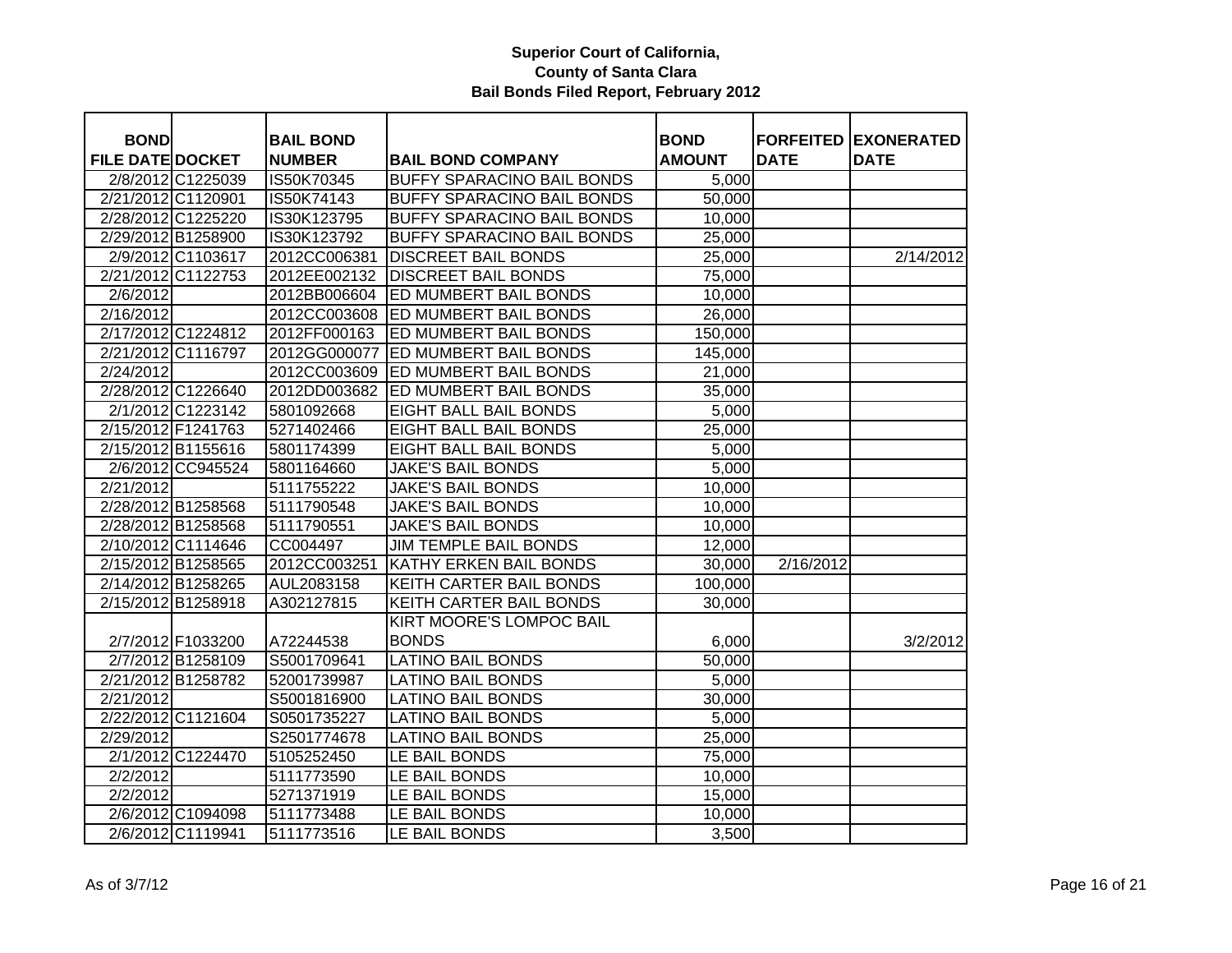# Superior Court of California,
# County of Santa Clara
# Bail Bonds Filed Report, February 2012

| BOND FILE DATE | DOCKET | BAIL BOND NUMBER | BAIL BOND COMPANY | BOND AMOUNT | FORFEITED DATE | EXONERATED DATE |
|---|---|---|---|---|---|---|
| 2/8/2012 | C1225039 | IS50K70345 | BUFFY SPARACINO BAIL BONDS | 5,000 | | |
| 2/21/2012 | C1120901 | IS50K74143 | BUFFY SPARACINO BAIL BONDS | 50,000 | | |
| 2/28/2012 | C1225220 | IS30K123795 | BUFFY SPARACINO BAIL BONDS | 10,000 | | |
| 2/29/2012 | B1258900 | IS30K123792 | BUFFY SPARACINO BAIL BONDS | 25,000 | | |
| 2/9/2012 | C1103617 | 2012CC006381 | DISCREET BAIL BONDS | 25,000 | | 2/14/2012 |
| 2/21/2012 | C1122753 | 2012EE002132 | DISCREET BAIL BONDS | 75,000 | | |
| 2/6/2012 | | 2012BB006604 | ED MUMBERT BAIL BONDS | 10,000 | | |
| 2/16/2012 | | 2012CC003608 | ED MUMBERT BAIL BONDS | 26,000 | | |
| 2/17/2012 | C1224812 | 2012FF000163 | ED MUMBERT BAIL BONDS | 150,000 | | |
| 2/21/2012 | C1116797 | 2012GG000077 | ED MUMBERT BAIL BONDS | 145,000 | | |
| 2/24/2012 | | 2012CC003609 | ED MUMBERT BAIL BONDS | 21,000 | | |
| 2/28/2012 | C1226640 | 2012DD003682 | ED MUMBERT BAIL BONDS | 35,000 | | |
| 2/1/2012 | C1223142 | 5801092668 | EIGHT BALL BAIL BONDS | 5,000 | | |
| 2/15/2012 | F1241763 | 5271402466 | EIGHT BALL BAIL BONDS | 25,000 | | |
| 2/15/2012 | B1155616 | 5801174399 | EIGHT BALL BAIL BONDS | 5,000 | | |
| 2/6/2012 | CC945524 | 5801164660 | JAKE'S BAIL BONDS | 5,000 | | |
| 2/21/2012 | | 5111755222 | JAKE'S BAIL BONDS | 10,000 | | |
| 2/28/2012 | B1258568 | 5111790548 | JAKE'S BAIL BONDS | 10,000 | | |
| 2/28/2012 | B1258568 | 5111790551 | JAKE'S BAIL BONDS | 10,000 | | |
| 2/10/2012 | C1114646 | CC004497 | JIM TEMPLE BAIL BONDS | 12,000 | | |
| 2/15/2012 | B1258565 | 2012CC003251 | KATHY ERKEN BAIL BONDS | 30,000 | 2/16/2012 | |
| 2/14/2012 | B1258265 | AUL2083158 | KEITH CARTER BAIL BONDS | 100,000 | | |
| 2/15/2012 | B1258918 | A302127815 | KEITH CARTER BAIL BONDS | 30,000 | | |
| 2/7/2012 | F1033200 | A72244538 | KIRT MOORE'S LOMPOC BAIL BONDS | 6,000 | | 3/2/2012 |
| 2/7/2012 | B1258109 | S5001709641 | LATINO BAIL BONDS | 50,000 | | |
| 2/21/2012 | B1258782 | 52001739987 | LATINO BAIL BONDS | 5,000 | | |
| 2/21/2012 | | S5001816900 | LATINO BAIL BONDS | 30,000 | | |
| 2/22/2012 | C1121604 | S0501735227 | LATINO BAIL BONDS | 5,000 | | |
| 2/29/2012 | | S2501774678 | LATINO BAIL BONDS | 25,000 | | |
| 2/1/2012 | C1224470 | 5105252450 | LE BAIL BONDS | 75,000 | | |
| 2/2/2012 | | 5111773590 | LE BAIL BONDS | 10,000 | | |
| 2/2/2012 | | 5271371919 | LE BAIL BONDS | 15,000 | | |
| 2/6/2012 | C1094098 | 5111773488 | LE BAIL BONDS | 10,000 | | |
| 2/6/2012 | C1119941 | 5111773516 | LE BAIL BONDS | 3,500 | | |

As of 3/7/12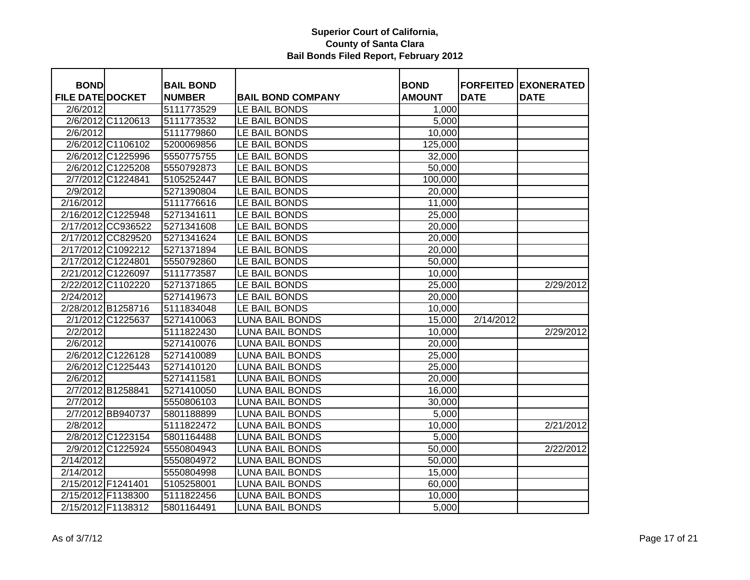**Superior Court of California,**
**County of Santa Clara**
**Bail Bonds Filed Report, February 2012**

| BOND FILE DATE | DOCKET | BAIL BOND NUMBER | BAIL BOND COMPANY | BOND AMOUNT | FORFEITED DATE | EXONERATED DATE |
|---|---|---|---|---|---|---|
| 2/6/2012 | | 5111773529 | LE BAIL BONDS | 1,000 | | |
| 2/6/2012 | C1120613 | 5111773532 | LE BAIL BONDS | 5,000 | | |
| 2/6/2012 | | 5111779860 | LE BAIL BONDS | 10,000 | | |
| 2/6/2012 | C1106102 | 5200069856 | LE BAIL BONDS | 125,000 | | |
| 2/6/2012 | C1225996 | 5550775755 | LE BAIL BONDS | 32,000 | | |
| 2/6/2012 | C1225208 | 5550792873 | LE BAIL BONDS | 50,000 | | |
| 2/7/2012 | C1224841 | 5105252447 | LE BAIL BONDS | 100,000 | | |
| 2/9/2012 | | 5271390804 | LE BAIL BONDS | 20,000 | | |
| 2/16/2012 | | 5111776616 | LE BAIL BONDS | 11,000 | | |
| 2/16/2012 | C1225948 | 5271341611 | LE BAIL BONDS | 25,000 | | |
| 2/17/2012 | CC936522 | 5271341608 | LE BAIL BONDS | 20,000 | | |
| 2/17/2012 | CC829520 | 5271341624 | LE BAIL BONDS | 20,000 | | |
| 2/17/2012 | C1092212 | 5271371894 | LE BAIL BONDS | 20,000 | | |
| 2/17/2012 | C1224801 | 5550792860 | LE BAIL BONDS | 50,000 | | |
| 2/21/2012 | C1226097 | 5111773587 | LE BAIL BONDS | 10,000 | | |
| 2/22/2012 | C1102220 | 5271371865 | LE BAIL BONDS | 25,000 | | 2/29/2012 |
| 2/24/2012 | | 5271419673 | LE BAIL BONDS | 20,000 | | |
| 2/28/2012 | B1258716 | 5111834048 | LE BAIL BONDS | 10,000 | | |
| 2/1/2012 | C1225637 | 5271410063 | LUNA BAIL BONDS | 15,000 | 2/14/2012 | |
| 2/2/2012 | | 5111822430 | LUNA BAIL BONDS | 10,000 | | 2/29/2012 |
| 2/6/2012 | | 5271410076 | LUNA BAIL BONDS | 20,000 | | |
| 2/6/2012 | C1226128 | 5271410089 | LUNA BAIL BONDS | 25,000 | | |
| 2/6/2012 | C1225443 | 5271410120 | LUNA BAIL BONDS | 25,000 | | |
| 2/6/2012 | | 5271411581 | LUNA BAIL BONDS | 20,000 | | |
| 2/7/2012 | B1258841 | 5271410050 | LUNA BAIL BONDS | 16,000 | | |
| 2/7/2012 | | 5550806103 | LUNA BAIL BONDS | 30,000 | | |
| 2/7/2012 | BB940737 | 5801188899 | LUNA BAIL BONDS | 5,000 | | |
| 2/8/2012 | | 5111822472 | LUNA BAIL BONDS | 10,000 | | 2/21/2012 |
| 2/8/2012 | C1223154 | 5801164488 | LUNA BAIL BONDS | 5,000 | | |
| 2/9/2012 | C1225924 | 5550804943 | LUNA BAIL BONDS | 50,000 | | 2/22/2012 |
| 2/14/2012 | | 5550804972 | LUNA BAIL BONDS | 50,000 | | |
| 2/14/2012 | | 5550804998 | LUNA BAIL BONDS | 15,000 | | |
| 2/15/2012 | F1241401 | 5105258001 | LUNA BAIL BONDS | 60,000 | | |
| 2/15/2012 | F1138300 | 5111822456 | LUNA BAIL BONDS | 10,000 | | |
| 2/15/2012 | F1138312 | 5801164491 | LUNA BAIL BONDS | 5,000 | | |

As of 3/7/12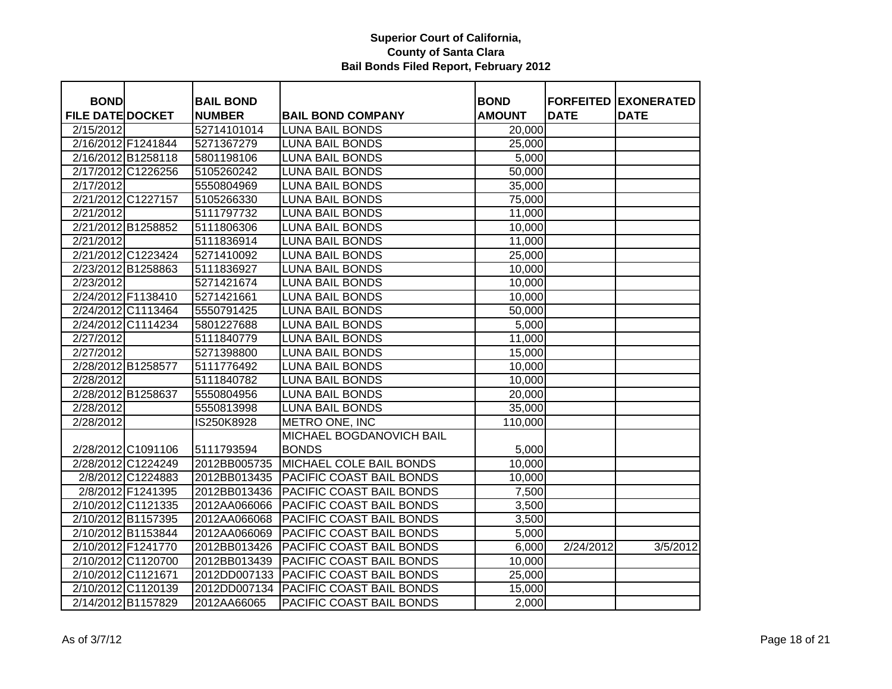# Superior Court of California,
## County of Santa Clara
### Bail Bonds Filed Report, February 2012

| BOND FILE DATE | DOCKET | BAIL BOND NUMBER | BAIL BOND COMPANY | BOND AMOUNT | FORFEITED DATE | EXONERATED DATE |
|---|---|---|---|---|---|---|
| 2/15/2012 | | 52714101014 | LUNA BAIL BONDS | 20,000 | | |
| 2/16/2012 | F1241844 | 5271367279 | LUNA BAIL BONDS | 25,000 | | |
| 2/16/2012 | B1258118 | 5801198106 | LUNA BAIL BONDS | 5,000 | | |
| 2/17/2012 | C1226256 | 5105260242 | LUNA BAIL BONDS | 50,000 | | |
| 2/17/2012 | | 5550804969 | LUNA BAIL BONDS | 35,000 | | |
| 2/21/2012 | C1227157 | 5105266330 | LUNA BAIL BONDS | 75,000 | | |
| 2/21/2012 | | 5111797732 | LUNA BAIL BONDS | 11,000 | | |
| 2/21/2012 | B1258852 | 5111806306 | LUNA BAIL BONDS | 10,000 | | |
| 2/21/2012 | | 5111836914 | LUNA BAIL BONDS | 11,000 | | |
| 2/21/2012 | C1223424 | 5271410092 | LUNA BAIL BONDS | 25,000 | | |
| 2/23/2012 | B1258863 | 5111836927 | LUNA BAIL BONDS | 10,000 | | |
| 2/23/2012 | | 5271421674 | LUNA BAIL BONDS | 10,000 | | |
| 2/24/2012 | F1138410 | 5271421661 | LUNA BAIL BONDS | 10,000 | | |
| 2/24/2012 | C1113464 | 5550791425 | LUNA BAIL BONDS | 50,000 | | |
| 2/24/2012 | C1114234 | 5801227688 | LUNA BAIL BONDS | 5,000 | | |
| 2/27/2012 | | 5111840779 | LUNA BAIL BONDS | 11,000 | | |
| 2/27/2012 | | 5271398800 | LUNA BAIL BONDS | 15,000 | | |
| 2/28/2012 | B1258577 | 5111776492 | LUNA BAIL BONDS | 10,000 | | |
| 2/28/2012 | | 5111840782 | LUNA BAIL BONDS | 10,000 | | |
| 2/28/2012 | B1258637 | 5550804956 | LUNA BAIL BONDS | 20,000 | | |
| 2/28/2012 | | 5550813998 | LUNA BAIL BONDS | 35,000 | | |
| 2/28/2012 | | IS250K8928 | METRO ONE, INC | 110,000 | | |
| 2/28/2012 | C1091106 | 5111793594 | MICHAEL BOGDANOVICH BAIL BONDS | 5,000 | | |
| 2/28/2012 | C1224249 | 2012BB005735 | MICHAEL COLE BAIL BONDS | 10,000 | | |
| 2/8/2012 | C1224883 | 2012BB013435 | PACIFIC COAST BAIL BONDS | 10,000 | | |
| 2/8/2012 | F1241395 | 2012BB013436 | PACIFIC COAST BAIL BONDS | 7,500 | | |
| 2/10/2012 | C1121335 | 2012AA066066 | PACIFIC COAST BAIL BONDS | 3,500 | | |
| 2/10/2012 | B1157395 | 2012AA066068 | PACIFIC COAST BAIL BONDS | 3,500 | | |
| 2/10/2012 | B1153844 | 2012AA066069 | PACIFIC COAST BAIL BONDS | 5,000 | | |
| 2/10/2012 | F1241770 | 2012BB013426 | PACIFIC COAST BAIL BONDS | 6,000 | 2/24/2012 | 3/5/2012 |
| 2/10/2012 | C1120700 | 2012BB013439 | PACIFIC COAST BAIL BONDS | 10,000 | | |
| 2/10/2012 | C1121671 | 2012DD007133 | PACIFIC COAST BAIL BONDS | 25,000 | | |
| 2/10/2012 | C1120139 | 2012DD007134 | PACIFIC COAST BAIL BONDS | 15,000 | | |
| 2/14/2012 | B1157829 | 2012AA66065 | PACIFIC COAST BAIL BONDS | 2,000 | | |

As of 3/7/12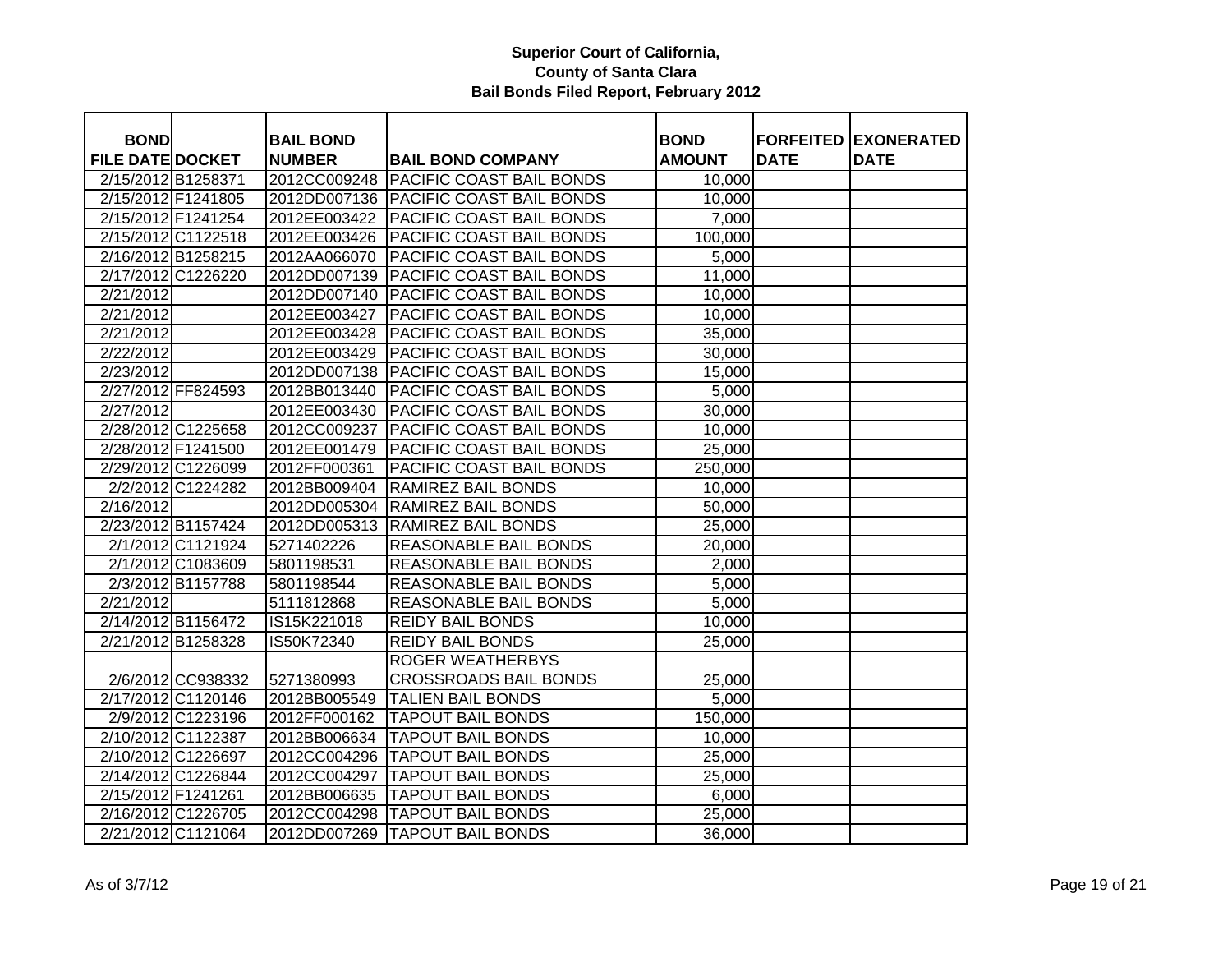**Superior Court of California,**
**County of Santa Clara**
**Bail Bonds Filed Report, February 2012**

| BOND FILE DATE | DOCKET | BAIL BOND NUMBER | BAIL BOND COMPANY | BOND AMOUNT | FORFEITED DATE | EXONERATED DATE |
|---|---|---|---|---|---|---|
| 2/15/2012 | B1258371 | 2012CC009248 | PACIFIC COAST BAIL BONDS | 10,000 | | |
| 2/15/2012 | F1241805 | 2012DD007136 | PACIFIC COAST BAIL BONDS | 10,000 | | |
| 2/15/2012 | F1241254 | 2012EE003422 | PACIFIC COAST BAIL BONDS | 7,000 | | |
| 2/15/2012 | C1122518 | 2012EE003426 | PACIFIC COAST BAIL BONDS | 100,000 | | |
| 2/16/2012 | B1258215 | 2012AA066070 | PACIFIC COAST BAIL BONDS | 5,000 | | |
| 2/17/2012 | C1226220 | 2012DD007139 | PACIFIC COAST BAIL BONDS | 11,000 | | |
| 2/21/2012 | | 2012DD007140 | PACIFIC COAST BAIL BONDS | 10,000 | | |
| 2/21/2012 | | 2012EE003427 | PACIFIC COAST BAIL BONDS | 10,000 | | |
| 2/21/2012 | | 2012EE003428 | PACIFIC COAST BAIL BONDS | 35,000 | | |
| 2/22/2012 | | 2012EE003429 | PACIFIC COAST BAIL BONDS | 30,000 | | |
| 2/23/2012 | | 2012DD007138 | PACIFIC COAST BAIL BONDS | 15,000 | | |
| 2/27/2012 | FF824593 | 2012BB013440 | PACIFIC COAST BAIL BONDS | 5,000 | | |
| 2/27/2012 | | 2012EE003430 | PACIFIC COAST BAIL BONDS | 30,000 | | |
| 2/28/2012 | C1225658 | 2012CC009237 | PACIFIC COAST BAIL BONDS | 10,000 | | |
| 2/28/2012 | F1241500 | 2012EE001479 | PACIFIC COAST BAIL BONDS | 25,000 | | |
| 2/29/2012 | C1226099 | 2012FF000361 | PACIFIC COAST BAIL BONDS | 250,000 | | |
| 2/2/2012 | C1224282 | 2012BB009404 | RAMIREZ BAIL BONDS | 10,000 | | |
| 2/16/2012 | | 2012DD005304 | RAMIREZ BAIL BONDS | 50,000 | | |
| 2/23/2012 | B1157424 | 2012DD005313 | RAMIREZ BAIL BONDS | 25,000 | | |
| 2/1/2012 | C1121924 | 5271402226 | REASONABLE BAIL BONDS | 20,000 | | |
| 2/1/2012 | C1083609 | 5801198531 | REASONABLE BAIL BONDS | 2,000 | | |
| 2/3/2012 | B1157788 | 5801198544 | REASONABLE BAIL BONDS | 5,000 | | |
| 2/21/2012 | | 5111812868 | REASONABLE BAIL BONDS | 5,000 | | |
| 2/14/2012 | B1156472 | IS15K221018 | REIDY BAIL BONDS | 10,000 | | |
| 2/21/2012 | B1258328 | IS50K72340 | REIDY BAIL BONDS | 25,000 | | |
| 2/6/2012 | CC938332 | 5271380993 | ROGER WEATHERBYS CROSSROADS BAIL BONDS | 25,000 | | |
| 2/17/2012 | C1120146 | 2012BB005549 | TALIEN BAIL BONDS | 5,000 | | |
| 2/9/2012 | C1223196 | 2012FF000162 | TAPOUT BAIL BONDS | 150,000 | | |
| 2/10/2012 | C1122387 | 2012BB006634 | TAPOUT BAIL BONDS | 10,000 | | |
| 2/10/2012 | C1226697 | 2012CC004296 | TAPOUT BAIL BONDS | 25,000 | | |
| 2/14/2012 | C1226844 | 2012CC004297 | TAPOUT BAIL BONDS | 25,000 | | |
| 2/15/2012 | F1241261 | 2012BB006635 | TAPOUT BAIL BONDS | 6,000 | | |
| 2/16/2012 | C1226705 | 2012CC004298 | TAPOUT BAIL BONDS | 25,000 | | |
| 2/21/2012 | C1121064 | 2012DD007269 | TAPOUT BAIL BONDS | 36,000 | | |

As of 3/7/12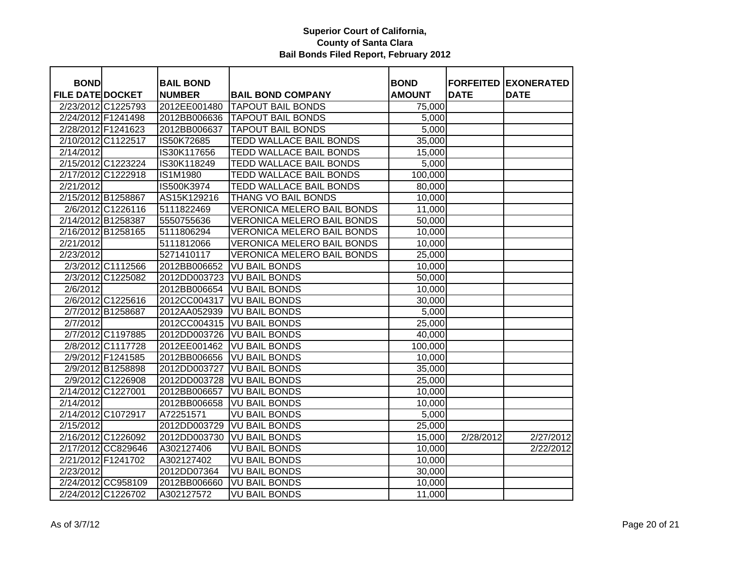# Superior Court of California,
# County of Santa Clara
# Bail Bonds Filed Report, February 2012

| BOND FILE DATE | DOCKET | BAIL BOND NUMBER | BAIL BOND COMPANY | BOND AMOUNT | FORFEITED DATE | EXONERATED DATE |
|---|---|---|---|---|---|---|
| 2/23/2012 | C1225793 | 2012EE001480 | TAPOUT BAIL BONDS | 75,000 | | |
| 2/24/2012 | F1241498 | 2012BB006636 | TAPOUT BAIL BONDS | 5,000 | | |
| 2/28/2012 | F1241623 | 2012BB006637 | TAPOUT BAIL BONDS | 5,000 | | |
| 2/10/2012 | C1122517 | IS50K72685 | TEDD WALLACE BAIL BONDS | 35,000 | | |
| 2/14/2012 | | IS30K117656 | TEDD WALLACE BAIL BONDS | 15,000 | | |
| 2/15/2012 | C1223224 | IS30K118249 | TEDD WALLACE BAIL BONDS | 5,000 | | |
| 2/17/2012 | C1222918 | IS1M1980 | TEDD WALLACE BAIL BONDS | 100,000 | | |
| 2/21/2012 | | IS500K3974 | TEDD WALLACE BAIL BONDS | 80,000 | | |
| 2/15/2012 | B1258867 | AS15K129216 | THANG VO BAIL BONDS | 10,000 | | |
| 2/6/2012 | C1226116 | 5111822469 | VERONICA MELERO BAIL BONDS | 11,000 | | |
| 2/14/2012 | B1258387 | 5550755636 | VERONICA MELERO BAIL BONDS | 50,000 | | |
| 2/16/2012 | B1258165 | 5111806294 | VERONICA MELERO BAIL BONDS | 10,000 | | |
| 2/21/2012 | | 5111812066 | VERONICA MELERO BAIL BONDS | 10,000 | | |
| 2/23/2012 | | 5271410117 | VERONICA MELERO BAIL BONDS | 25,000 | | |
| 2/3/2012 | C1112566 | 2012BB006652 | VU BAIL BONDS | 10,000 | | |
| 2/3/2012 | C1225082 | 2012DD003723 | VU BAIL BONDS | 50,000 | | |
| 2/6/2012 | | 2012BB006654 | VU BAIL BONDS | 10,000 | | |
| 2/6/2012 | C1225616 | 2012CC004317 | VU BAIL BONDS | 30,000 | | |
| 2/7/2012 | B1258687 | 2012AA052939 | VU BAIL BONDS | 5,000 | | |
| 2/7/2012 | | 2012CC004315 | VU BAIL BONDS | 25,000 | | |
| 2/7/2012 | C1197885 | 2012DD003726 | VU BAIL BONDS | 40,000 | | |
| 2/8/2012 | C1117728 | 2012EE001462 | VU BAIL BONDS | 100,000 | | |
| 2/9/2012 | F1241585 | 2012BB006656 | VU BAIL BONDS | 10,000 | | |
| 2/9/2012 | B1258898 | 2012DD003727 | VU BAIL BONDS | 35,000 | | |
| 2/9/2012 | C1226908 | 2012DD003728 | VU BAIL BONDS | 25,000 | | |
| 2/14/2012 | C1227001 | 2012BB006657 | VU BAIL BONDS | 10,000 | | |
| 2/14/2012 | | 2012BB006658 | VU BAIL BONDS | 10,000 | | |
| 2/14/2012 | C1072917 | A72251571 | VU BAIL BONDS | 5,000 | | |
| 2/15/2012 | | 2012DD003729 | VU BAIL BONDS | 25,000 | | |
| 2/16/2012 | C1226092 | 2012DD003730 | VU BAIL BONDS | 15,000 | 2/28/2012 | 2/27/2012 |
| 2/17/2012 | CC829646 | A302127406 | VU BAIL BONDS | 10,000 | | 2/22/2012 |
| 2/21/2012 | F1241702 | A302127402 | VU BAIL BONDS | 10,000 | | |
| 2/23/2012 | | 2012DD07364 | VU BAIL BONDS | 30,000 | | |
| 2/24/2012 | CC958109 | 2012BB006660 | VU BAIL BONDS | 10,000 | | |
| 2/24/2012 | C1226702 | A302127572 | VU BAIL BONDS | 11,000 | | |

As of 3/7/12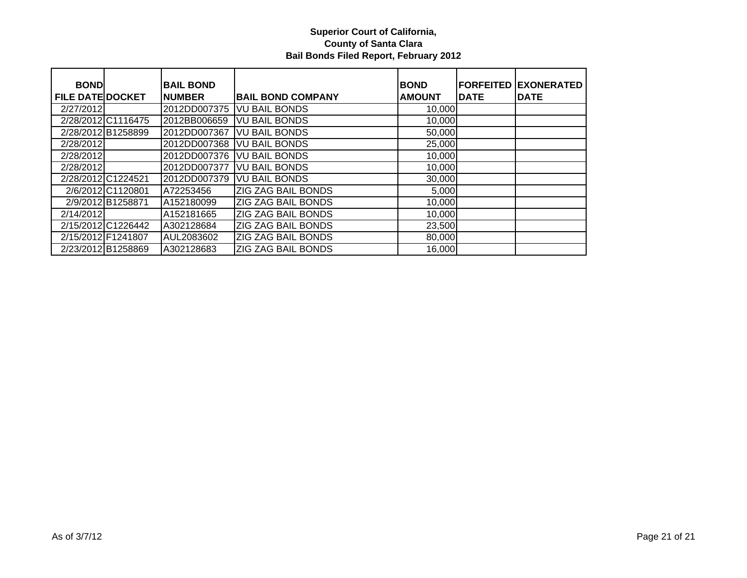**Superior Court of California,**
**County of Santa Clara**
**Bail Bonds Filed Report, February 2012**

| BOND FILE DATE | DOCKET | BAIL BOND NUMBER | BAIL BOND COMPANY | BOND AMOUNT | FORFEITED DATE | EXONERATED DATE |
|---|---|---|---|---|---|---|
| 2/27/2012 | | 2012DD007375 | VU BAIL BONDS | 10,000 | | |
| 2/28/2012 | C1116475 | 2012BB006659 | VU BAIL BONDS | 10,000 | | |
| 2/28/2012 | B1258899 | 2012DD007367 | VU BAIL BONDS | 50,000 | | |
| 2/28/2012 | | 2012DD007368 | VU BAIL BONDS | 25,000 | | |
| 2/28/2012 | | 2012DD007376 | VU BAIL BONDS | 10,000 | | |
| 2/28/2012 | | 2012DD007377 | VU BAIL BONDS | 10,000 | | |
| 2/28/2012 | C1224521 | 2012DD007379 | VU BAIL BONDS | 30,000 | | |
| 2/6/2012 | C1120801 | A72253456 | ZIG ZAG BAIL BONDS | 5,000 | | |
| 2/9/2012 | B1258871 | A152180099 | ZIG ZAG BAIL BONDS | 10,000 | | |
| 2/14/2012 | | A152181665 | ZIG ZAG BAIL BONDS | 10,000 | | |
| 2/15/2012 | C1226442 | A302128684 | ZIG ZAG BAIL BONDS | 23,500 | | |
| 2/15/2012 | F1241807 | AUL2083602 | ZIG ZAG BAIL BONDS | 80,000 | | |
| 2/23/2012 | B1258869 | A302128683 | ZIG ZAG BAIL BONDS | 16,000 | | |

As of 3/7/12